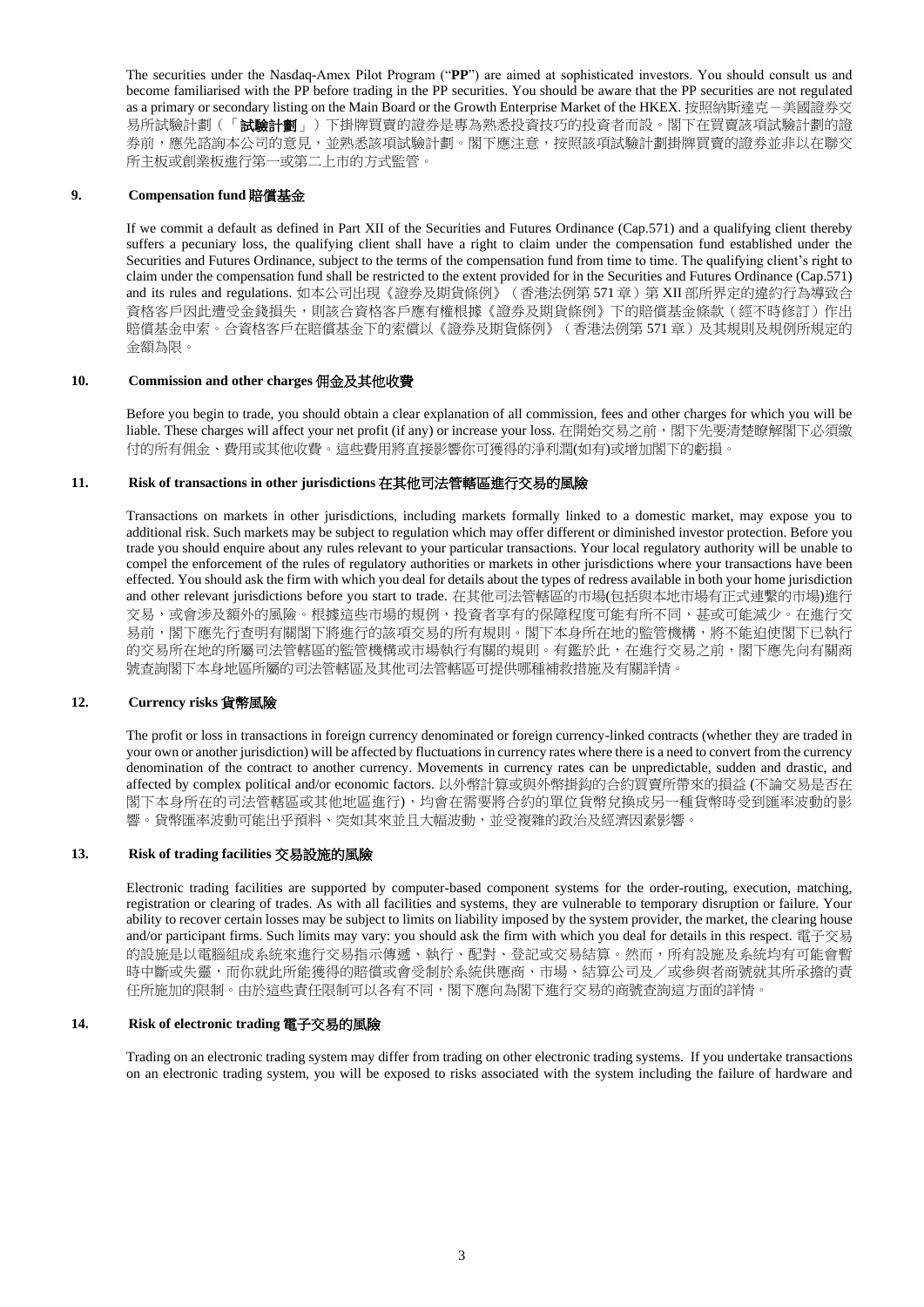The securities under the Nasdaq-Amex Pilot Program ("**PP**") are aimed at sophisticated investors. You should consult us and become familiarised with the PP before trading in the PP securities. You should be aware that the PP securities are not regulated as a primary or secondary listing on the Main Board or the Growth Enterprise Market of the HKEX. 按照納斯達克－美國證券交易所試驗計劃（「**試驗計劃**」）下掛牌買賣的證券是專為熟悉投資技巧的投資者而設。閣下在買賣該項試驗計劃的證券前，應先諮詢本公司的意見，並熟悉該項試驗計劃。閣下應注意，按照該項試驗計劃掛牌買賣的證券並非以在聯交所主板或創業板進行第一或第二上市的方式監管。

### 9. Compensation fund 賠償基金

If we commit a default as defined in Part XII of the Securities and Futures Ordinance (Cap.571) and a qualifying client thereby suffers a pecuniary loss, the qualifying client shall have a right to claim under the compensation fund established under the Securities and Futures Ordinance, subject to the terms of the compensation fund from time to time. The qualifying client's right to claim under the compensation fund shall be restricted to the extent provided for in the Securities and Futures Ordinance (Cap.571) and its rules and regulations. 如本公司出現《證券及期貨條例》（香港法例第 571 章）第 XII 部所界定的違約行為導致合資格客戶因此遭受金錢損失，則該合資格客戶應有權根據《證券及期貨條例》下的賠償基金條款（經不時修訂）作出賠償基金申索。合資格客戶在賠償基金下的索償以《證券及期貨條例》（香港法例第 571 章）及其規則及規例所規定的金額為限。

### 10. Commission and other charges 佣金及其他收費

Before you begin to trade, you should obtain a clear explanation of all commission, fees and other charges for which you will be liable. These charges will affect your net profit (if any) or increase your loss. 在開始交易之前，閣下先要清楚瞭解閣下必須繳付的所有佣金、費用或其他收費。這些費用將直接影響你可獲得的淨利潤(如有)或增加閣下的虧損。

### 11. Risk of transactions in other jurisdictions 在其他司法管轄區進行交易的風險

Transactions on markets in other jurisdictions, including markets formally linked to a domestic market, may expose you to additional risk. Such markets may be subject to regulation which may offer different or diminished investor protection. Before you trade you should enquire about any rules relevant to your particular transactions. Your local regulatory authority will be unable to compel the enforcement of the rules of regulatory authorities or markets in other jurisdictions where your transactions have been effected. You should ask the firm with which you deal for details about the types of redress available in both your home jurisdiction and other relevant jurisdictions before you start to trade. 在其他司法管轄區的市場(包括與本地市場有正式連繫的市場)進行交易，或會涉及額外的風險。根據這些市場的規例，投資者享有的保障程度可能有所不同，甚或可能減少。在進行交易前，閣下應先行查明有關閣下將進行的該項交易的所有規則。閣下本身所在地的監管機構，將不能迫使閣下已執行的交易所在地的所屬司法管轄區的監管機構或市場執行有關的規則。有鑑於此，在進行交易之前，閣下應先向有關商號查詢閣下本身地區所屬的司法管轄區及其他司法管轄區可提供哪種補救措施及有關詳情。

### 12. Currency risks 貨幣風險

The profit or loss in transactions in foreign currency denominated or foreign currency-linked contracts (whether they are traded in your own or another jurisdiction) will be affected by fluctuations in currency rates where there is a need to convert from the currency denomination of the contract to another currency. Movements in currency rates can be unpredictable, sudden and drastic, and affected by complex political and/or economic factors. 以外幣計算或與外幣掛鈎的合約買賣所帶來的損益 (不論交易是否在閣下本身所在的司法管轄區或其他地區進行)，均會在需要將合約的單位貨幣兌換成另一種貨幣時受到匯率波動的影響。貨幣匯率波動可能出乎預料、突如其來並且大幅波動，並受複雜的政治及經濟因素影響。

### 13. Risk of trading facilities 交易設施的風險

Electronic trading facilities are supported by computer-based component systems for the order-routing, execution, matching, registration or clearing of trades. As with all facilities and systems, they are vulnerable to temporary disruption or failure. Your ability to recover certain losses may be subject to limits on liability imposed by the system provider, the market, the clearing house and/or participant firms. Such limits may vary: you should ask the firm with which you deal for details in this respect. 電子交易的設施是以電腦組成系統來進行交易指示傳遞、執行、配對、登記或交易結算。然而，所有設施及系統均有可能會暫時中斷或失靈，而你就此所能獲得的賠償或會受制於系統供應商、市場、結算公司及／或參與者商號就其所承擔的責任所施加的限制。由於這些責任限制可以各有不同，閣下應向為閣下進行交易的商號查詢這方面的詳情。

### 14. Risk of electronic trading 電子交易的風險

Trading on an electronic trading system may differ from trading on other electronic trading systems. If you undertake transactions on an electronic trading system, you will be exposed to risks associated with the system including the failure of hardware and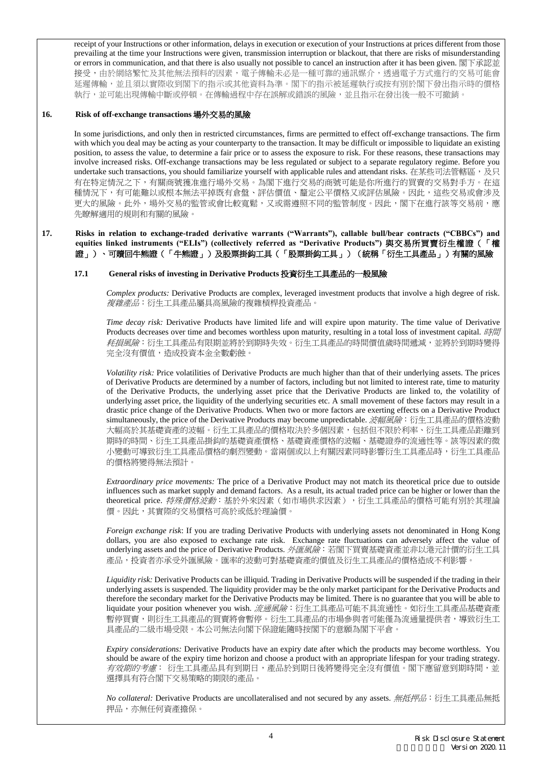receipt of your Instructions or other information, delays in execution or execution of your Instructions at prices different from those prevailing at the time your Instructions were given, transmission interruption or blackout, that there are risks of misunderstanding or errors in communication, and that there is also usually not possible to cancel an instruction after it has been given. 閣下承認並接受，由於網絡繁忙及其他無法預料的因素，電子傳輸未必是一種可靠的通訊媒介，透過電子方式進行的交易可能會延遲傳輸，並且須以實際收到閣下的指示或其他資料為準。閣下的指示被延遲執行或按有別於閣下發出指示時的價格執行，並可能出現傳輸中斷或停頓。在傳輸過程中存在誤解或錯誤的風險，並且指示在發出後一般不可撤銷。

**16. Risk of off-exchange transactions 場外交易的風險**

In some jurisdictions, and only then in restricted circumstances, firms are permitted to effect off-exchange transactions. The firm with which you deal may be acting as your counterparty to the transaction. It may be difficult or impossible to liquidate an existing position, to assess the value, to determine a fair price or to assess the exposure to risk. For these reasons, these transactions may involve increased risks. Off-exchange transactions may be less regulated or subject to a separate regulatory regime. Before you undertake such transactions, you should familiarize yourself with applicable rules and attendant risks. 在某些司法管轄區，及只有在特定情況之下，有關商號獲准進行場外交易。為閣下進行交易的商號可能是你所進行的買賣的交易對手方。在這種情況下，有可能難以或根本無法平掉既有倉盤、評估價值、釐定公平價格又或評估風險。因此，這些交易或會涉及更大的風險。此外，場外交易的監管或會比較寬鬆，又或需遵照不同的監管制度。因此，閣下在進行該等交易前，應先瞭解適用的規則和有關的風險。

**17. Risks in relation to exchange-traded derivative warrants ("Warrants"), callable bull/bear contracts ("CBBCs") and equities linked instruments ("ELIs") (collectively referred as "Derivative Products") 與交易所買賣衍生權證（「權證」）、可贖回牛熊證（「牛熊證」）及股票掛鈎工具（「股票掛鈎工具」）（統稱「衍生工具產品」）有關的風險**

**17.1 General risks of investing in Derivative Products 投資衍生工具產品的一般風險**

*Complex products:* Derivative Products are complex, leveraged investment products that involve a high degree of risk. *複雜產品*：衍生工具產品屬具高風險的複雜槓桿投資產品。

*Time decay risk:* Derivative Products have limited life and will expire upon maturity. The time value of Derivative Products decreases over time and becomes worthless upon maturity, resulting in a total loss of investment capital. *時間耗損風險*：衍生工具產品有限期並將於到期時失效。衍生工具產品的時間價值歲時間遞減，並將於到期時變得完全沒有價值，造成投資本金全數虧蝕。

*Volatility risk:* Price volatilities of Derivative Products are much higher than that of their underlying assets. The prices of Derivative Products are determined by a number of factors, including but not limited to interest rate, time to maturity of the Derivative Products, the underlying asset price that the Derivative Products are linked to, the volatility of underlying asset price, the liquidity of the underlying securities etc. A small movement of these factors may result in a drastic price change of the Derivative Products. When two or more factors are exerting effects on a Derivative Product simultaneously, the price of the Derivative Products may become unpredictable. *波幅風險*：衍生工具產品的價格波動大幅高於其基礎資產的波幅。衍生工具產品的價格取決於多個因素，包括但不限於利率、衍生工具產品距離到期時的時間、衍生工具產品掛鈎的基礎資產價格、基礎資產價格的波幅、基礎證券的流通性等。該等因素的微小變動可導致衍生工具產品價格的劇烈變動。當兩個或以上有關因素同時影響衍生工具產品時，衍生工具產品的價格將變得無法預計。

*Extraordinary price movements:* The price of a Derivative Product may not match its theoretical price due to outside influences such as market supply and demand factors. As a result, its actual traded price can be higher or lower than the theoretical price. *特殊價格波動*：基於外來因素（如市場供求因素），衍生工具產品的價格可能有別於其理論價。因此，其實際的交易價格可高於或低於理論價。

*Foreign exchange risk*: If you are trading Derivative Products with underlying assets not denominated in Hong Kong dollars, you are also exposed to exchange rate risk. Exchange rate fluctuations can adversely affect the value of underlying assets and the price of Derivative Products. *外匯風險*：若閣下買賣基礎資產並非以港元計價的衍生工具產品，投資者亦承受外匯風險。匯率的波動可對基礎資產的價值及衍生工具產品的價格造成不利影響。

*Liquidity risk:* Derivative Products can be illiquid. Trading in Derivative Products will be suspended if the trading in their underlying assets is suspended. The liquidity provider may be the only market participant for the Derivative Products and therefore the secondary market for the Derivative Products may be limited. There is no guarantee that you will be able to liquidate your position whenever you wish. *流通風險*：衍生工具產品可能不具流通性。如衍生工具產品基礎資產暫停買賣，則衍生工具產品的買賣將會暫停。衍生工具產品的市場參與者可能僅為流通量提供者，導致衍生工具產品的二級市場受限。本公司無法向閣下保證能隨時按閣下的意願為閣下平倉。

*Expiry considerations:* Derivative Products have an expiry date after which the products may become worthless. You should be aware of the expiry time horizon and choose a product with an appropriate lifespan for your trading strategy. *有效期的考慮*： 衍生工具產品具有到期日，產品於到期日後將變得完全沒有價值。閣下應留意到期時間，並選擇具有符合閣下交易策略的期限的產品。

*No collateral:* Derivative Products are uncollateralised and not secured by any assets. *無抵押品*：衍生工具產品無抵押品，亦無任何資產擔保。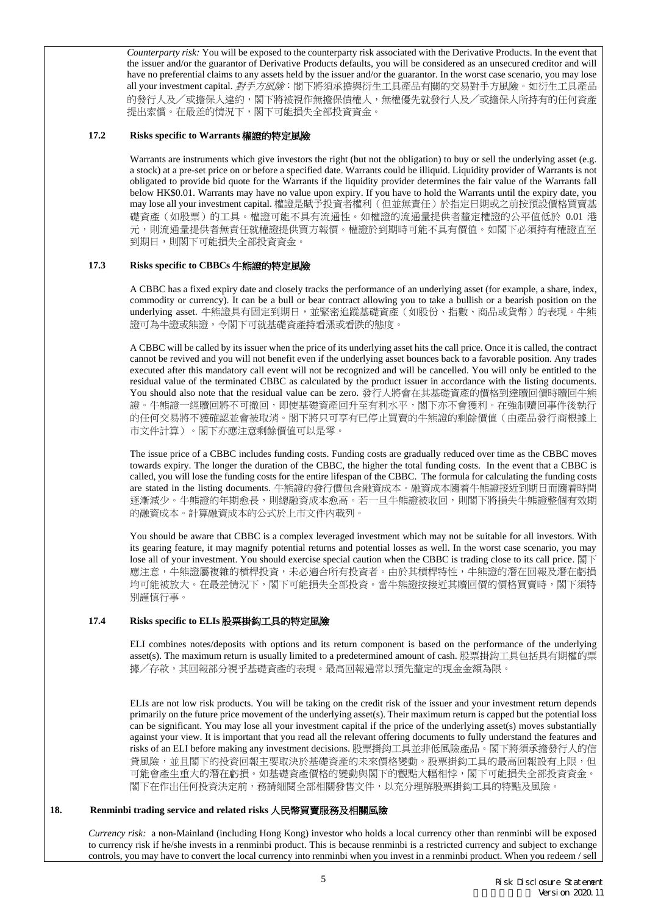*Counterparty risk:* You will be exposed to the counterparty risk associated with the Derivative Products. In the event that the issuer and/or the guarantor of Derivative Products defaults, you will be considered as an unsecured creditor and will have no preferential claims to any assets held by the issuer and/or the guarantor. In the worst case scenario, you may lose all your investment capital. *對手方風險*：閣下將須承擔與衍生工具產品有關的交易對手方風險。如衍生工具產品的發行人及／或擔保人違約，閣下將被視作無擔保債權人，無權優先就發行人及／或擔保人所持有的任何資產提出索償。在最差的情況下，閣下可能損失全部投資資金。

### 17.2 Risks specific to Warrants 權證的特定風險

Warrants are instruments which give investors the right (but not the obligation) to buy or sell the underlying asset (e.g. a stock) at a pre-set price on or before a specified date. Warrants could be illiquid. Liquidity provider of Warrants is not obligated to provide bid quote for the Warrants if the liquidity provider determines the fair value of the Warrants fall below HK$0.01. Warrants may have no value upon expiry. If you have to hold the Warrants until the expiry date, you may lose all your investment capital. 權證是賦予投資者權利（但並無責任）於指定日期或之前按預設價格買賣基礎資產（如股票）的工具。權證可能不具有流通性。如權證的流通量提供者釐定權證的公平值低於 0.01 港元，則流通量提供者無責任就權證提供買方報價。權證於到期時可能不具有價值。如閣下必須持有權證直至到期日，則閣下可能損失全部投資資金。

### 17.3 Risks specific to CBBCs 牛熊證的特定風險

A CBBC has a fixed expiry date and closely tracks the performance of an underlying asset (for example, a share, index, commodity or currency). It can be a bull or bear contract allowing you to take a bullish or a bearish position on the underlying asset. 牛熊證具有固定到期日，並緊密追蹤基礎資產（如股份、指數、商品或貨幣）的表現。牛熊證可為牛證或熊證，令閣下可就基礎資產持看漲或看跌的態度。

A CBBC will be called by its issuer when the price of its underlying asset hits the call price. Once it is called, the contract cannot be revived and you will not benefit even if the underlying asset bounces back to a favorable position. Any trades executed after this mandatory call event will not be recognized and will be cancelled. You will only be entitled to the residual value of the terminated CBBC as calculated by the product issuer in accordance with the listing documents. You should also note that the residual value can be zero. 發行人將會在其基礎資產的價格到達贖回價時贖回牛熊證。牛熊證一經贖回將不可撤回，即使基礎資產回升至有利水平，閣下亦不會獲利。在強制贖回事件後執行的任何交易將不獲確認並會被取消。閣下將只可享有已停止買賣的牛熊證的剩餘價值（由產品發行商根據上市文件計算）。閣下亦應注意剩餘價值可以是零。

The issue price of a CBBC includes funding costs. Funding costs are gradually reduced over time as the CBBC moves towards expiry. The longer the duration of the CBBC, the higher the total funding costs. In the event that a CBBC is called, you will lose the funding costs for the entire lifespan of the CBBC. The formula for calculating the funding costs are stated in the listing documents. 牛熊證的發行價包含融資成本。融資成本隨着牛熊證接近到期日而隨着時間逐漸減少。牛熊證的年期愈長，則總融資成本愈高。若一旦牛熊證被收回，則閣下將損失牛熊證整個有效期的融資成本。計算融資成本的公式於上市文件內載列。

You should be aware that CBBC is a complex leveraged investment which may not be suitable for all investors. With its gearing feature, it may magnify potential returns and potential losses as well. In the worst case scenario, you may lose all of your investment. You should exercise special caution when the CBBC is trading close to its call price. 閣下應注意，牛熊證屬複雜的槓桿投資，未必適合所有投資者。由於其槓桿特性，牛熊證的潛在回報及潛在虧損均可能被放大。在最差情況下，閣下可能損失全部投資。當牛熊證按接近其贖回價的價格買賣時，閣下須特別謹慎行事。

### 17.4 Risks specific to ELIs 股票掛鈎工具的特定風險

ELI combines notes/deposits with options and its return component is based on the performance of the underlying asset(s). The maximum return is usually limited to a predetermined amount of cash. 股票掛鈎工具包括具有期權的票據／存款，其回報部分視乎基礎資產的表現。最高回報通常以預先釐定的現金金額為限。

ELIs are not low risk products. You will be taking on the credit risk of the issuer and your investment return depends primarily on the future price movement of the underlying asset(s). Their maximum return is capped but the potential loss can be significant. You may lose all your investment capital if the price of the underlying asset(s) moves substantially against your view. It is important that you read all the relevant offering documents to fully understand the features and risks of an ELI before making any investment decisions. 股票掛鈎工具並非低風險產品。閣下將須承擔發行人的信貸風險，並且閣下的投資回報主要取決於基礎資產的未來價格變動。股票掛鈎工具的最高回報設有上限，但可能會產生重大的潛在虧損。如基礎資產價格的變動與閣下的觀點大幅相悖，閣下可能損失全部投資資金。閣下在作出任何投資決定前，務請細閱全部相關發售文件，以充分理解股票掛鈎工具的特點及風險。

## 18. Renminbi trading service and related risks 人民幣買賣服務及相關風險

*Currency risk:* a non-Mainland (including Hong Kong) investor who holds a local currency other than renminbi will be exposed to currency risk if he/she invests in a renminbi product. This is because renminbi is a restricted currency and subject to exchange controls, you may have to convert the local currency into renminbi when you invest in a renminbi product. When you redeem / sell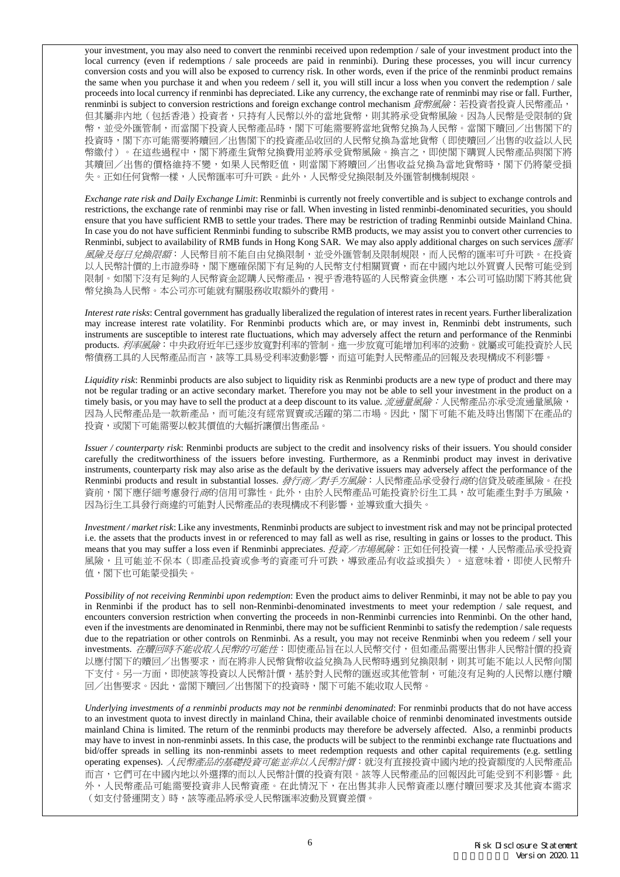your investment, you may also need to convert the renminbi received upon redemption / sale of your investment product into the local currency (even if redemptions / sale proceeds are paid in renminbi). During these processes, you will incur currency conversion costs and you will also be exposed to currency risk. In other words, even if the price of the renminbi product remains the same when you purchase it and when you redeem / sell it, you will still incur a loss when you convert the redemption / sale proceeds into local currency if renminbi has depreciated. Like any currency, the exchange rate of renminbi may rise or fall. Further, renminbi is subject to conversion restrictions and foreign exchange control mechanism *貨幣風險*：若投資者投資人民幣產品，但其屬非內地（包括香港）投資者，只持有人民幣以外的當地貨幣，則其將承受貨幣風險。因為人民幣是受限制的貨幣，並受外匯管制，而當閣下投資人民幣產品時，閣下可能需要將當地貨幣兌換為人民幣。當閣下贖回／出售閣下的投資時，閣下亦可能需要將贖回／出售閣下的投資產品收回的人民幣兌換為當地貨幣（即使贖回／出售的收益以人民幣繳付）。在這些過程中，閣下將產生貨幣兌換費用並將承受貨幣風險。換言之，即使閣下購買人民幣產品與閣下將其贖回／出售的價格維持不變，如果人民幣貶值，則當閣下將贖回／出售收益兌換為當地貨幣時，閣下仍將蒙受損失。正如任何貨幣一樣，人民幣匯率可升可跌。此外，人民幣受兌換限制及外匯管制機制規限。

*Exchange rate risk and Daily Exchange Limit*: Renminbi is currently not freely convertible and is subject to exchange controls and restrictions, the exchange rate of renminbi may rise or fall. When investing in listed renminbi-denominated securities, you should ensure that you have sufficient RMB to settle your trades. There may be restriction of trading Renminbi outside Mainland China. In case you do not have sufficient Renminbi funding to subscribe RMB products, we may assist you to convert other currencies to Renminbi, subject to availability of RMB funds in Hong Kong SAR. We may also apply additional charges on such services *匯率風險及每日兌換限額*：人民幣目前不能自由兌換限制，並受外匯管制及限制規限，而人民幣的匯率可升可跌。在投資以人民幣計價的上市證券時，閣下應確保閣下有足夠的人民幣支付相關買賣，而在中國內地以外買賣人民幣可能受到限制。如閣下沒有足夠的人民幣資金認購人民幣產品，視乎香港特區的人民幣資金供應，本公司可協助閣下將其他貨幣兌換為人民幣。本公司亦可能就有關服務收取額外的費用。

*Interest rate risks*: Central government has gradually liberalized the regulation of interest rates in recent years. Further liberalization may increase interest rate volatility. For Renminbi products which are, or may invest in, Renminbi debt instruments, such instruments are susceptible to interest rate fluctuations, which may adversely affect the return and performance of the Renminbi products. *利率風險*：中央政府近年已逐步放寬對利率的管制。進一步放寬可能增加利率的波動。就屬或可能投資於人民幣債務工具的人民幣產品而言，該等工具易受利率波動影響，而這可能對人民幣產品的回報及表現構成不利影響。

*Liquidity risk*: Renminbi products are also subject to liquidity risk as Renminbi products are a new type of product and there may not be regular trading or an active secondary market. Therefore you may not be able to sell your investment in the product on a timely basis, or you may have to sell the product at a deep discount to its value. *流通量風險*：人民幣產品亦承受流通量風險，因為人民幣產品是一款新產品，而可能沒有經常買賣或活躍的第二市場。因此，閣下可能不能及時出售閣下在產品的投資，或閣下可能需要以較其價值的大幅折讓價出售產品。

*Issuer / counterparty risk*: Renminbi products are subject to the credit and insolvency risks of their issuers. You should consider carefully the creditworthiness of the issuers before investing. Furthermore, as a Renminbi product may invest in derivative instruments, counterparty risk may also arise as the default by the derivative issuers may adversely affect the performance of the Renminbi products and result in substantial losses. *發行商／對手方風險*：人民幣產品承受發行商的信貸及破產風險。在投資前，閣下應仔細考慮發行商的信用可靠性。此外，由於人民幣產品可能投資於衍生工具，故可能產生對手方風險，因為衍生工具發行商違約可能對人民幣產品的表現構成不利影響，並導致重大損失。

*Investment / market risk*: Like any investments, Renminbi products are subject to investment risk and may not be principal protected i.e. the assets that the products invest in or referenced to may fall as well as rise, resulting in gains or losses to the product. This means that you may suffer a loss even if Renminbi appreciates. *投資／市場風險*：正如任何投資一樣，人民幣產品承受投資風險，且可能並不保本（即產品投資或參考的資產可升可跌，導致產品有收益或損失）。這意味着，即使人民幣升值，閣下也可能蒙受損失。

*Possibility of not receiving Renminbi upon redemption*: Even the product aims to deliver Renminbi, it may not be able to pay you in Renminbi if the product has to sell non-Renminbi-denominated investments to meet your redemption / sale request, and encounters conversion restriction when converting the proceeds in non-Renminbi currencies into Renminbi. On the other hand, even if the investments are denominated in Renminbi, there may not be sufficient Renminbi to satisfy the redemption / sale requests due to the repatriation or other controls on Renminbi. As a result, you may not receive Renminbi when you redeem / sell your investments. *在贖回時不能收取人民幣的可能性*：即使產品旨在以人民幣交付，但如產品需要出售非人民幣計價的投資以應付閣下的贖回／出售要求，而在將非人民幣貨幣收益兌換為人民幣時遇到兌換限制，則其可能不能以人民幣向閣下支付。另一方面，即使該等投資以人民幣計價，基於對人民幣的匯返或其他管制，可能沒有足夠的人民幣以應付贖回／出售要求。因此，當閣下贖回／出售閣下的投資時，閣下可能不能收取人民幣。

*Underlying investments of a renminbi products may not be renminbi denominated*: For renminbi products that do not have access to an investment quota to invest directly in mainland China, their available choice of renminbi denominated investments outside mainland China is limited. The return of the renminbi products may therefore be adversely affected. Also, a renminbi products may have to invest in non-renminbi assets. In this case, the products will be subject to the renminbi exchange rate fluctuations and bid/offer spreads in selling its non-renminbi assets to meet redemption requests and other capital requirements (e.g. settling operating expenses). *人民幣產品的基礎投資可能並非以人民幣計價*：就沒有直接投資中國內地的投資額度的人民幣產品而言，它們可在中國內地以外選擇的而以人民幣計價的投資有限。該等人民幣產品的回報因此可能受到不利影響。此外，人民幣產品可能需要投資非人民幣資產。在此情況下，在出售其非人民幣資產以應付贖回要求及其他資本需求（如支付營運開支）時，該等產品將承受人民幣匯率波動及買賣差價。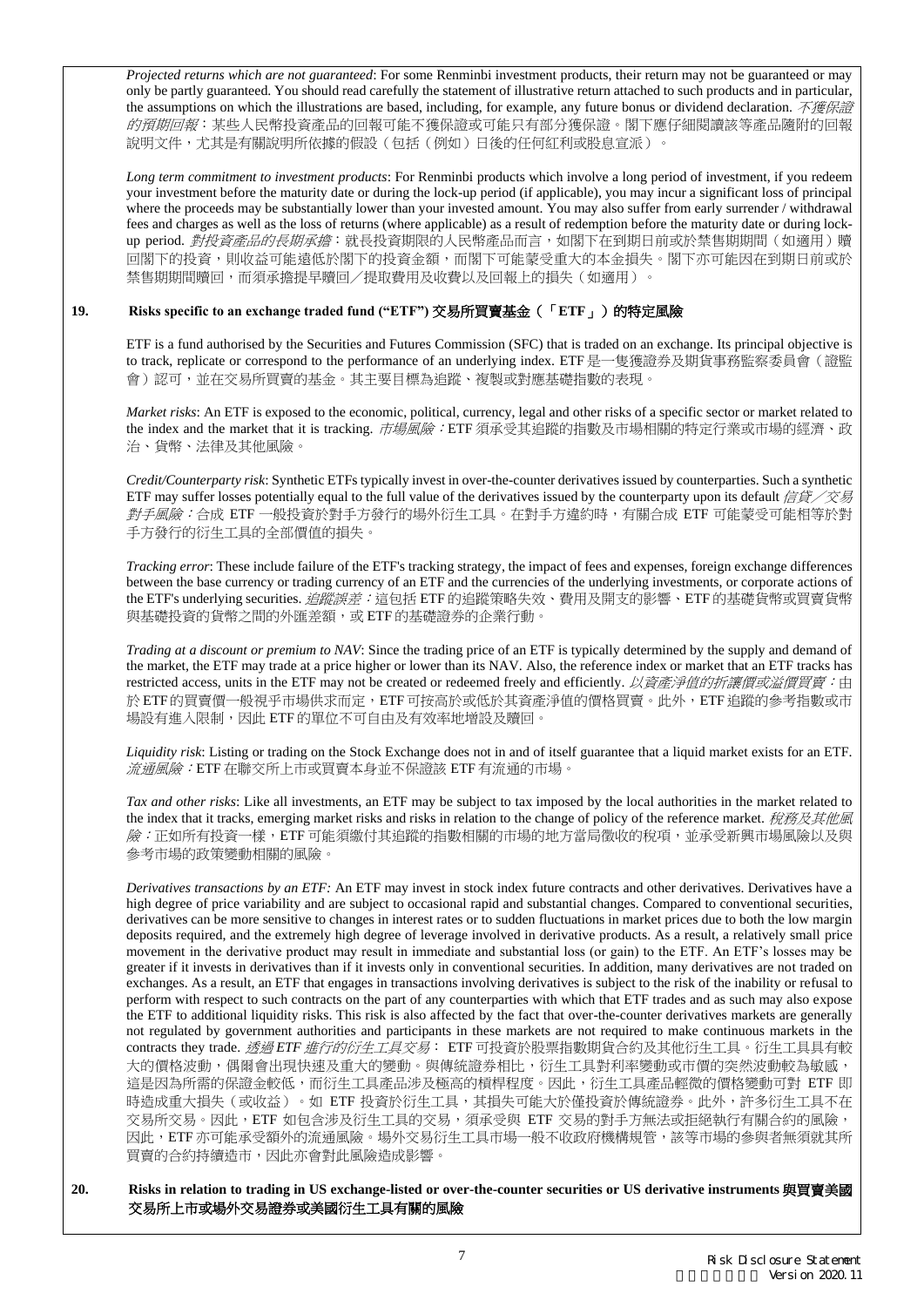*Projected returns which are not guaranteed*: For some Renminbi investment products, their return may not be guaranteed or may only be partly guaranteed. You should read carefully the statement of illustrative return attached to such products and in particular, the assumptions on which the illustrations are based, including, for example, any future bonus or dividend declaration. *不獲保證的預期回報*：某些人民幣投資產品的回報可能不獲保證或可能只有部分獲保證。閣下應仔細閱讀該等產品隨附的回報說明文件，尤其是有關說明所依據的假設（包括（例如）日後的任何紅利或股息宣派）。

*Long term commitment to investment products*: For Renminbi products which involve a long period of investment, if you redeem your investment before the maturity date or during the lock-up period (if applicable), you may incur a significant loss of principal where the proceeds may be substantially lower than your invested amount. You may also suffer from early surrender / withdrawal fees and charges as well as the loss of returns (where applicable) as a result of redemption before the maturity date or during lock-up period. *對投資產品的長期承擔*：就長投資期限的人民幣產品而言，如閣下在到期日前或於禁售期期間（如適用）贖回閣下的投資，則收益可能遠低於閣下的投資金額，而閣下可能蒙受重大的本金損失。閣下亦可能因在到期日前或於禁售期期間贖回，而須承擔提早贖回／提取費用及收費以及回報上的損失（如適用）。

## 19. Risks specific to an exchange traded fund ("ETF") 交易所買賣基金（「ETF」）的特定風險

ETF is a fund authorised by the Securities and Futures Commission (SFC) that is traded on an exchange. Its principal objective is to track, replicate or correspond to the performance of an underlying index. ETF 是一隻獲證券及期貨事務監察委員會（證監會）認可，並在交易所買賣的基金。其主要目標為追蹤、複製或對應基礎指數的表現。

*Market risks*: An ETF is exposed to the economic, political, currency, legal and other risks of a specific sector or market related to the index and the market that it is tracking. *市場風險*：ETF 須承受其追蹤的指數及市場相關的特定行業或市場的經濟、政治、貨幣、法律及其他風險。

*Credit/Counterparty risk*: Synthetic ETFs typically invest in over-the-counter derivatives issued by counterparties. Such a synthetic ETF may suffer losses potentially equal to the full value of the derivatives issued by the counterparty upon its default *信貸／交易對手風險*：合成 ETF 一般投資於對手方發行的場外衍生工具。在對手方違約時，有關合成 ETF 可能蒙受可能相等於對手方發行的衍生工具的全部價值的損失。

*Tracking error*: These include failure of the ETF's tracking strategy, the impact of fees and expenses, foreign exchange differences between the base currency or trading currency of an ETF and the currencies of the underlying investments, or corporate actions of the ETF's underlying securities. *追蹤誤差*：這包括 ETF 的追蹤策略失效、費用及開支的影響、ETF 的基礎貨幣或買賣貨幣與基礎投資的貨幣之間的外匯差額，或 ETF 的基礎證券的企業行動。

*Trading at a discount or premium to NAV*: Since the trading price of an ETF is typically determined by the supply and demand of the market, the ETF may trade at a price higher or lower than its NAV. Also, the reference index or market that an ETF tracks has restricted access, units in the ETF may not be created or redeemed freely and efficiently. *以資產淨值的折讓價或溢價買賣*：由於 ETF 的買賣價一般視乎市場供求而定，ETF 可按高於或低於其資產淨值的價格買賣。此外，ETF 追蹤的參考指數或市場設有進入限制，因此 ETF 的單位不可自由及有效率地增設及贖回。

*Liquidity risk*: Listing or trading on the Stock Exchange does not in and of itself guarantee that a liquid market exists for an ETF. *流通風險*：ETF 在聯交所上市或買賣本身並不保證該 ETF 有流通的市場。

*Tax and other risks*: Like all investments, an ETF may be subject to tax imposed by the local authorities in the market related to the index that it tracks, emerging market risks and risks in relation to the change of policy of the reference market. *稅務及其他風險*：正如所有投資一樣，ETF 可能須繳付其追蹤的指數相關的市場的地方當局徵收的稅項，並承受新興市場風險以及與參考市場的政策變動相關的風險。

*Derivatives transactions by an ETF:* An ETF may invest in stock index future contracts and other derivatives. Derivatives have a high degree of price variability and are subject to occasional rapid and substantial changes. Compared to conventional securities, derivatives can be more sensitive to changes in interest rates or to sudden fluctuations in market prices due to both the low margin deposits required, and the extremely high degree of leverage involved in derivative products. As a result, a relatively small price movement in the derivative product may result in immediate and substantial loss (or gain) to the ETF. An ETF's losses may be greater if it invests in derivatives than if it invests only in conventional securities. In addition, many derivatives are not traded on exchanges. As a result, an ETF that engages in transactions involving derivatives is subject to the risk of the inability or refusal to perform with respect to such contracts on the part of any counterparties with which that ETF trades and as such may also expose the ETF to additional liquidity risks. This risk is also affected by the fact that over-the-counter derivatives markets are generally not regulated by government authorities and participants in these markets are not required to make continuous markets in the contracts they trade. *透過 ETF 進行的衍生工具交易*： ETF 可投資於股票指數期貨合約及其他衍生工具。衍生工具具有較大的價格波動，偶爾會出現快速及重大的變動。與傳統證券相比，衍生工具對利率變動或市價的突然波動較為敏感，這是因為所需的保證金較低，而衍生工具產品涉及極高的槓桿程度。因此，衍生工具產品輕微的價格變動可對 ETF 即時造成重大損失（或收益）。如 ETF 投資於衍生工具，其損失可能大於僅投資於傳統證券。此外，許多衍生工具不在交易所交易。因此，ETF 如包含涉及衍生工具的交易，須承受與 ETF 交易的對手方無法或拒絕執行有關合約的風險，因此，ETF 亦可能承受額外的流通風險。場外交易衍生工具市場一般不收政府機構規管，該等市場的參與者無須就其所買賣的合約持續造市，因此亦會對此風險造成影響。

## 20. Risks in relation to trading in US exchange-listed or over-the-counter securities or US derivative instruments 與買賣美國交易所上市或場外交易證券或美國衍生工具有關的風險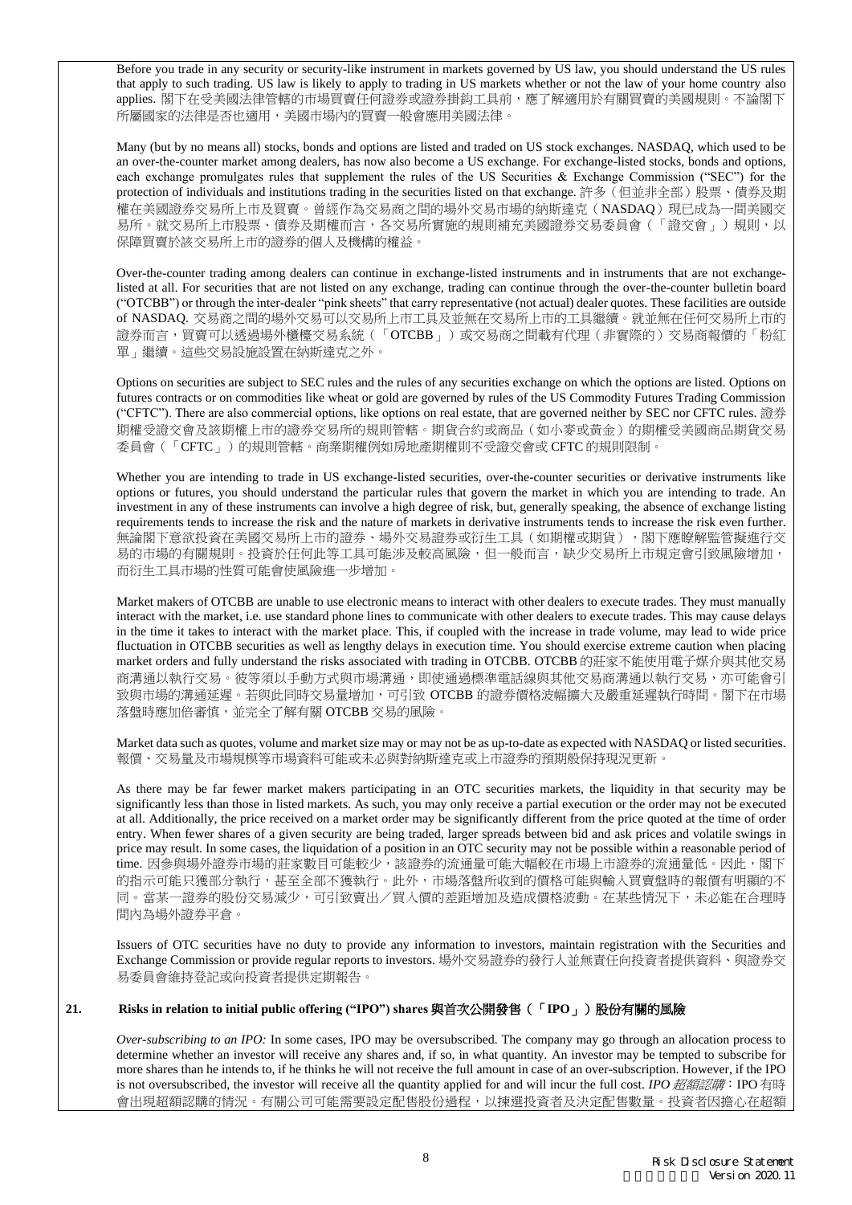Before you trade in any security or security-like instrument in markets governed by US law, you should understand the US rules that apply to such trading. US law is likely to apply to trading in US markets whether or not the law of your home country also applies. 閣下在受美國法律管轄的市場買賣任何證券或證券掛鈎工具前，應了解適用於有關買賣的美國規則。不論閣下所屬國家的法律是否也適用，美國市場內的買賣一般會應用美國法律。

Many (but by no means all) stocks, bonds and options are listed and traded on US stock exchanges. NASDAQ, which used to be an over-the-counter market among dealers, has now also become a US exchange. For exchange-listed stocks, bonds and options, each exchange promulgates rules that supplement the rules of the US Securities & Exchange Commission ("SEC") for the protection of individuals and institutions trading in the securities listed on that exchange. 許多（但並非全部）股票、債券及期權在美國證券交易所上市及買賣。曾經作為交易商之間的場外交易市場的納斯達克（NASDAQ）現已成為一間美國交易所。就交易所上市股票、債券及期權而言，各交易所實施的規則補充美國證券交易委員會（「證交會」）規則，以保障買賣於該交易所上市的證券的個人及機構的權益。

Over-the-counter trading among dealers can continue in exchange-listed instruments and in instruments that are not exchange-listed at all. For securities that are not listed on any exchange, trading can continue through the over-the-counter bulletin board ("OTCBB") or through the inter-dealer "pink sheets" that carry representative (not actual) dealer quotes. These facilities are outside of NASDAQ. 交易商之間的場外交易可以交易所上市工具及並無在交易所上市的工具繼續。就並無在任何交易所上市的證券而言，買賣可以透過場外櫃檯交易系統（「OTCBB」）或交易商之間載有代理（非實際的）交易商報價的「粉紅單」繼續。這些交易設施設置在納斯達克之外。

Options on securities are subject to SEC rules and the rules of any securities exchange on which the options are listed. Options on futures contracts or on commodities like wheat or gold are governed by rules of the US Commodity Futures Trading Commission ("CFTC"). There are also commercial options, like options on real estate, that are governed neither by SEC nor CFTC rules. 證券期權受證交會及該期權上市的證券交易所的規則管轄。期貨合約或商品（如小麥或黃金）的期權受美國商品期貨交易委員會（「CFTC」）的規則管轄。商業期權例如房地產期權則不受證交會或 CFTC 的規則限制。

Whether you are intending to trade in US exchange-listed securities, over-the-counter securities or derivative instruments like options or futures, you should understand the particular rules that govern the market in which you are intending to trade. An investment in any of these instruments can involve a high degree of risk, but, generally speaking, the absence of exchange listing requirements tends to increase the risk and the nature of markets in derivative instruments tends to increase the risk even further. 無論閣下意欲投資在美國交易所上市的證券、場外交易證券或衍生工具（如期權或期貨），閣下應瞭解監管擬進行交易的市場的有關規則。投資於任何此等工具可能涉及較高風險，但一般而言，缺少交易所上市規定會引致風險增加，而衍生工具市場的性質可能會使風險進一步增加。

Market makers of OTCBB are unable to use electronic means to interact with other dealers to execute trades. They must manually interact with the market, i.e. use standard phone lines to communicate with other dealers to execute trades. This may cause delays in the time it takes to interact with the market place. This, if coupled with the increase in trade volume, may lead to wide price fluctuation in OTCBB securities as well as lengthy delays in execution time. You should exercise extreme caution when placing market orders and fully understand the risks associated with trading in OTCBB. OTCBB 的莊家不能使用電子媒介與其他交易商溝通以執行交易。彼等須以手動方式與市場溝通，即使通過標準電話線與其他交易商溝通以執行交易，亦可能會引致與市場的溝通延遲。若與此同時交易量增加，可引致 OTCBB 的證券價格波幅擴大及嚴重延遲執行時間。閣下在市場落盤時應加倍審慎，並完全了解有關 OTCBB 交易的風險。

Market data such as quotes, volume and market size may or may not be as up-to-date as expected with NASDAQ or listed securities. 報價、交易量及市場規模等市場資料可能或未必與對納斯達克或上市證券的預期般保持現況更新。

As there may be far fewer market makers participating in an OTC securities markets, the liquidity in that security may be significantly less than those in listed markets. As such, you may only receive a partial execution or the order may not be executed at all. Additionally, the price received on a market order may be significantly different from the price quoted at the time of order entry. When fewer shares of a given security are being traded, larger spreads between bid and ask prices and volatile swings in price may result. In some cases, the liquidation of a position in an OTC security may not be possible within a reasonable period of time. 因參與場外證券市場的莊家數目可能較少，該證券的流通量可能大幅較在市場上市證券的流通量低。因此，閣下的指示可能只獲部分執行，甚至全部不獲執行。此外，市場落盤所收到的價格可能與輸入買賣盤時的報價有明顯的不同。當某一證券的股份交易減少，可引致賣出／買入價的差距增加及造成價格波動。在某些情況下，未必能在合理時間內為場外證券平倉。

Issuers of OTC securities have no duty to provide any information to investors, maintain registration with the Securities and Exchange Commission or provide regular reports to investors. 場外交易證券的發行人並無責任向投資者提供資料、與證券交易委員會維持登記或向投資者提供定期報告。

## 21. Risks in relation to initial public offering ("IPO") shares 與首次公開發售（「IPO」）股份有關的風險

*Over-subscribing to an IPO:* In some cases, IPO may be oversubscribed. The company may go through an allocation process to determine whether an investor will receive any shares and, if so, in what quantity. An investor may be tempted to subscribe for more shares than he intends to, if he thinks he will not receive the full amount in case of an over-subscription. However, if the IPO is not oversubscribed, the investor will receive all the quantity applied for and will incur the full cost. *IPO 超額認購*：IPO 有時會出現超額認購的情況。有關公司可能需要設定配售股份過程，以揀選投資者及決定配售數量。投資者因擔心在超額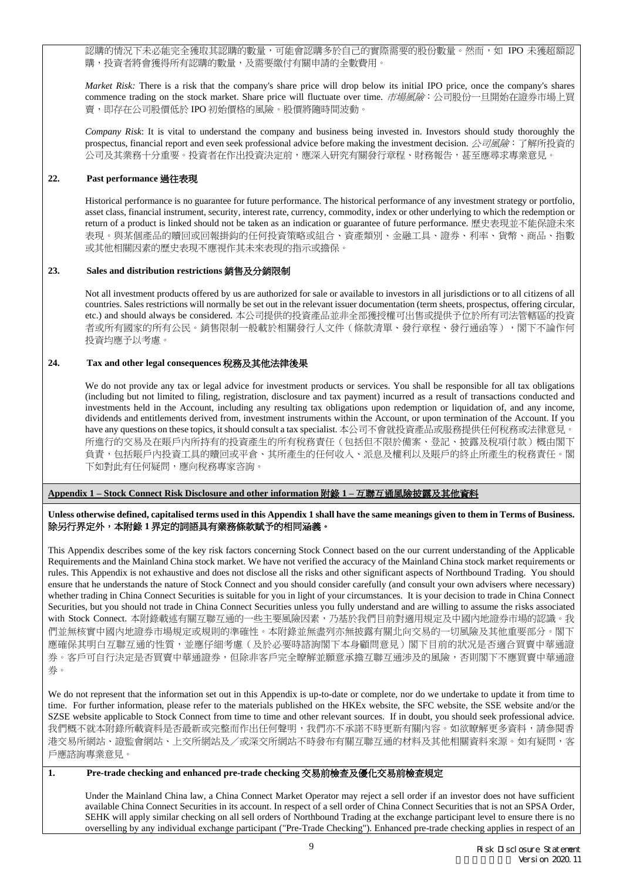認購的情況下未必能完全獲取其認購的數量，可能會認購多於自己的實際需要的股份數量。然而，如 IPO 未獲超額認購，投資者將會獲得所有認購的數量，及需要繳付有關申請的全數費用。

*Market Risk:* There is a risk that the company's share price will drop below its initial IPO price, once the company's shares commence trading on the stock market. Share price will fluctuate over time. *市場風險*：公司股份一旦開始在證券市場上買賣，即存在公司股價低於 IPO 初始價格的風險。股價將隨時間波動。

*Company Risk*: It is vital to understand the company and business being invested in. Investors should study thoroughly the prospectus, financial report and even seek professional advice before making the investment decision. *公司風險*：了解所投資的公司及其業務十分重要。投資者在作出投資決定前，應深入研究有關發行章程、財務報告，甚至應尋求專業意見。

## 22. Past performance 過往表現

Historical performance is no guarantee for future performance. The historical performance of any investment strategy or portfolio, asset class, financial instrument, security, interest rate, currency, commodity, index or other underlying to which the redemption or return of a product is linked should not be taken as an indication or guarantee of future performance. 歷史表現並不能保證未來表現。與某個產品的贖回或回報掛鈎的任何投資策略或組合、資產類別、金融工具、證券、利率、貨幣、商品、指數或其他相關因素的歷史表現不應視作其未來表現的指示或擔保。

## 23. Sales and distribution restrictions 銷售及分銷限制

Not all investment products offered by us are authorized for sale or available to investors in all jurisdictions or to all citizens of all countries. Sales restrictions will normally be set out in the relevant issuer documentation (term sheets, prospectus, offering circular, etc.) and should always be considered. 本公司提供的投資產品並非全部獲授權可出售或提供予位於所有司法管轄區的投資者或所有國家的所有公民。銷售限制一般載於相關發行人文件（條款清單、發行章程、發行通函等），閣下不論作何投資均應予以考慮。

## 24. Tax and other legal consequences 稅務及其他法律後果

We do not provide any tax or legal advice for investment products or services. You shall be responsible for all tax obligations (including but not limited to filing, registration, disclosure and tax payment) incurred as a result of transactions conducted and investments held in the Account, including any resulting tax obligations upon redemption or liquidation of, and any income, dividends and entitlements derived from, investment instruments within the Account, or upon termination of the Account. If you have any questions on these topics, it should consult a tax specialist. 本公司不會就投資產品或服務提供任何稅務或法律意見。所進行的交易及在賬戶內所持有的投資產生的所有稅務責任（包括但不限於備案、登記、披露及稅項付款）概由閣下負責，包括賬戶內投資工具的贖回或平倉、其所產生的任何收入、派息及權利以及賬戶的終止所產生的稅務責任。閣下如對此有任何疑問，應向稅務專家咨詢。

# Appendix 1 – Stock Connect Risk Disclosure and other information 附錄 1 – 互聯互通風險披露及其他資料

**Unless otherwise defined, capitalised terms used in this Appendix 1 shall have the same meanings given to them in Terms of Business. 除另行界定外，本附錄 1 界定的詞語具有業務條款賦予的相同涵義。**

This Appendix describes some of the key risk factors concerning Stock Connect based on the our current understanding of the Applicable Requirements and the Mainland China stock market. We have not verified the accuracy of the Mainland China stock market requirements or rules. This Appendix is not exhaustive and does not disclose all the risks and other significant aspects of Northbound Trading. You should ensure that he understands the nature of Stock Connect and you should consider carefully (and consult your own advisers where necessary) whether trading in China Connect Securities is suitable for you in light of your circumstances. It is your decision to trade in China Connect Securities, but you should not trade in China Connect Securities unless you fully understand and are willing to assume the risks associated with Stock Connect. 本附錄載述有關互聯互通的一些主要風險因素，乃基於我們目前對適用規定及中國內地證券市場的認識。我們並無核實中國內地證券市場規定或規則的準確性。本附錄並無盡列亦無披露有關北向交易的一切風險及其他重要部分。閣下應確保其明白互聯互通的性質，並應仔細考慮（及於必要時諮詢閣下本身顧問意見）閣下目前的狀況是否適合買賣中華通證券。客戶可自行決定是否買賣中華通證券，但除非客戶完全瞭解並願意承擔互聯互通涉及的風險，否則閣下不應買賣中華通證券。

We do not represent that the information set out in this Appendix is up-to-date or complete, nor do we undertake to update it from time to time. For further information, please refer to the materials published on the HKEx website, the SFC website, the SSE website and/or the SZSE website applicable to Stock Connect from time to time and other relevant sources. If in doubt, you should seek professional advice. 我們概不就本附錄所載資料是否最新或完整而作出任何聲明，我們亦不承諾不時更新有關內容。如欲瞭解更多資料，請參閱香港交易所網站、證監會網站、上交所網站及／或深交所網站不時發布有關互聯互通的材料及其他相關資料來源。如有疑問，客戶應諮詢專業意見。

## 1. Pre-trade checking and enhanced pre-trade checking 交易前檢查及優化交易前檢查規定

Under the Mainland China law, a China Connect Market Operator may reject a sell order if an investor does not have sufficient available China Connect Securities in its account. In respect of a sell order of China Connect Securities that is not an SPSA Order, SEHK will apply similar checking on all sell orders of Northbound Trading at the exchange participant level to ensure there is no overselling by any individual exchange participant ("Pre-Trade Checking"). Enhanced pre-trade checking applies in respect of an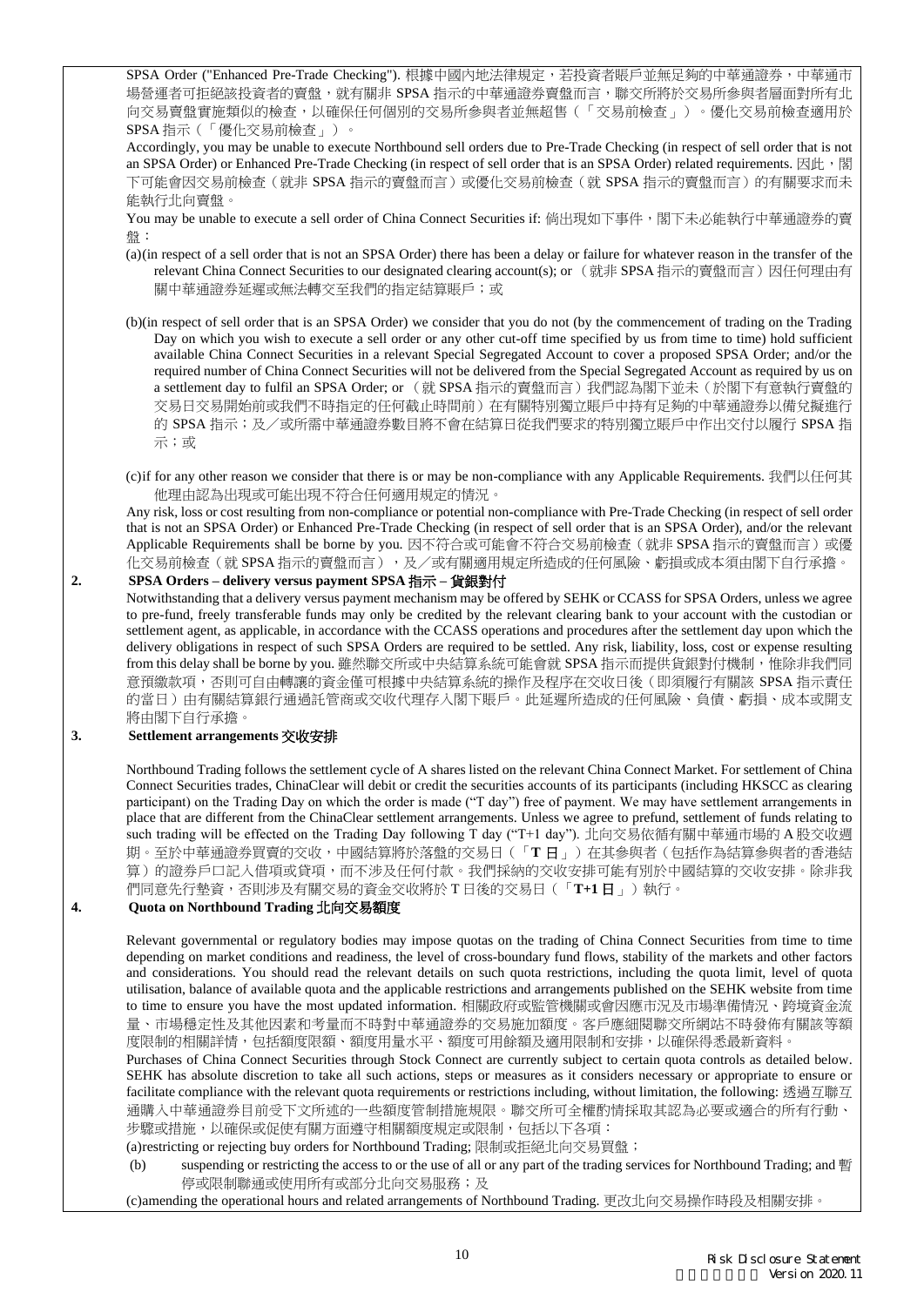SPSA Order ("Enhanced Pre-Trade Checking"). 根據中國內地法律規定，若投資者賬戶並無足夠的中華通證券，中華通市場營運者可拒絕該投資者的賣盤，就有關非 SPSA 指示的中華通證券賣盤而言，聯交所將於交易所參與者層面對所有北向交易賣盤實施類似的檢查，以確保任何個別的交易所參與者並無超售（「交易前檢查」）。優化交易前檢查適用於 SPSA 指示（「優化交易前檢查」）。

Accordingly, you may be unable to execute Northbound sell orders due to Pre-Trade Checking (in respect of sell order that is not an SPSA Order) or Enhanced Pre-Trade Checking (in respect of sell order that is an SPSA Order) related requirements. 因此，閣下可能會因交易前檢查（就非 SPSA 指示的賣盤而言）或優化交易前檢查（就 SPSA 指示的賣盤而言）的有關要求而未能執行北向賣盤。

You may be unable to execute a sell order of China Connect Securities if: 倘出現如下事件，閣下未必能執行中華通證券的賣盤：

(a) (in respect of a sell order that is not an SPSA Order) there has been a delay or failure for whatever reason in the transfer of the relevant China Connect Securities to our designated clearing account(s); or （就非 SPSA 指示的賣盤而言）因任何理由有關中華通證券延遲或無法轉交至我們的指定結算賬戶；或

(b) (in respect of sell order that is an SPSA Order) we consider that you do not (by the commencement of trading on the Trading Day on which you wish to execute a sell order or any other cut-off time specified by us from time to time) hold sufficient available China Connect Securities in a relevant Special Segregated Account to cover a proposed SPSA Order; and/or the required number of China Connect Securities will not be delivered from the Special Segregated Account as required by us on a settlement day to fulfil an SPSA Order; or （就 SPSA 指示的賣盤而言）我們認為閣下並未（於閣下有意執行賣盤的交易日交易開始前或我們不時指定的任何截止時間前）在有關特別獨立賬戶中持有足夠的中華通證券以備兌擬進行的 SPSA 指示；及／或所需中華通證券數目將不會在結算日從我們要求的特別獨立賬戶中作出交付以履行 SPSA 指示；或

(c) if for any other reason we consider that there is or may be non-compliance with any Applicable Requirements. 我們以任何其他理由認為出現或可能出現不符合任何適用規定的情況。

Any risk, loss or cost resulting from non-compliance or potential non-compliance with Pre-Trade Checking (in respect of sell order that is not an SPSA Order) or Enhanced Pre-Trade Checking (in respect of sell order that is an SPSA Order), and/or the relevant Applicable Requirements shall be borne by you. 因不符合或可能會不符合交易前檢查（就非 SPSA 指示的賣盤而言）或優化交易前檢查（就 SPSA 指示的賣盤而言），及／或有關適用規定所造成的任何風險、虧損或成本須由閣下自行承擔。

**2. SPSA Orders – delivery versus payment SPSA 指示 – 貨銀對付**

Notwithstanding that a delivery versus payment mechanism may be offered by SEHK or CCASS for SPSA Orders, unless we agree to pre-fund, freely transferable funds may only be credited by the relevant clearing bank to your account with the custodian or settlement agent, as applicable, in accordance with the CCASS operations and procedures after the settlement day upon which the delivery obligations in respect of such SPSA Orders are required to be settled. Any risk, liability, loss, cost or expense resulting from this delay shall be borne by you. 雖然聯交所或中央結算系統可能會就 SPSA 指示而提供貨銀對付機制，惟除非我們同意預繳款項，否則可自由轉讓的資金僅可根據中央結算系統的操作及程序在交收日後（即須履行有關該 SPSA 指示責任的當日）由有關結算銀行通過託管商或交收代理存入閣下賬戶。此延遲所造成的任何風險、負債、虧損、成本或開支將由閣下自行承擔。

**3. Settlement arrangements 交收安排**

Northbound Trading follows the settlement cycle of A shares listed on the relevant China Connect Market. For settlement of China Connect Securities trades, ChinaClear will debit or credit the securities accounts of its participants (including HKSCC as clearing participant) on the Trading Day on which the order is made ("T day") free of payment. We may have settlement arrangements in place that are different from the ChinaClear settlement arrangements. Unless we agree to prefund, settlement of funds relating to such trading will be effected on the Trading Day following T day ("T+1 day"). 北向交易依循有關中華通市場的 A 股交收週期。至於中華通證券買賣的交收，中國結算將於落盤的交易日（「**T 日**」）在其參與者（包括作為結算參與者的香港結算）的證券戶口記入借項或貸項，而不涉及任何付款。我們採納的交收安排可能有別於中國結算的交收安排。除非我們同意先行墊資，否則涉及有關交易的資金交收將於 T 日後的交易日（「**T+1 日**」）執行。

**4. Quota on Northbound Trading 北向交易額度**

Relevant governmental or regulatory bodies may impose quotas on the trading of China Connect Securities from time to time depending on market conditions and readiness, the level of cross-boundary fund flows, stability of the markets and other factors and considerations. You should read the relevant details on such quota restrictions, including the quota limit, level of quota utilisation, balance of available quota and the applicable restrictions and arrangements published on the SEHK website from time to time to ensure you have the most updated information. 相關政府或監管機構或會因應市況及市場準備情況、跨境資金流量、市場穩定性及其他因素和考量而不時對中華通證券的交易施加額度。客戶應細閱聯交所網站不時發佈有關該等額度限制的相關詳情，包括額度限額、額度用量水平、額度可用餘額及適用限制和安排，以確保得悉最新資料。

Purchases of China Connect Securities through Stock Connect are currently subject to certain quota controls as detailed below. SEHK has absolute discretion to take all such actions, steps or measures as it considers necessary or appropriate to ensure or facilitate compliance with the relevant quota requirements or restrictions including, without limitation, the following: 透過互聯互通購入中華通證券目前受下文所述的一些額度管制措施規限。聯交所可全權酌情採取其認為必要或適合的所有行動、步驟或措施，以確保或促使有關方面遵守相關額度規定或限制，包括以下各項：

(a) restricting or rejecting buy orders for Northbound Trading; 限制或拒絕北向交易買盤；

(b) suspending or restricting the access to or the use of all or any part of the trading services for Northbound Trading; and 暫停或限制聯通或使用所有或部分北向交易服務；及

(c) amending the operational hours and related arrangements of Northbound Trading. 更改北向交易操作時段及相關安排。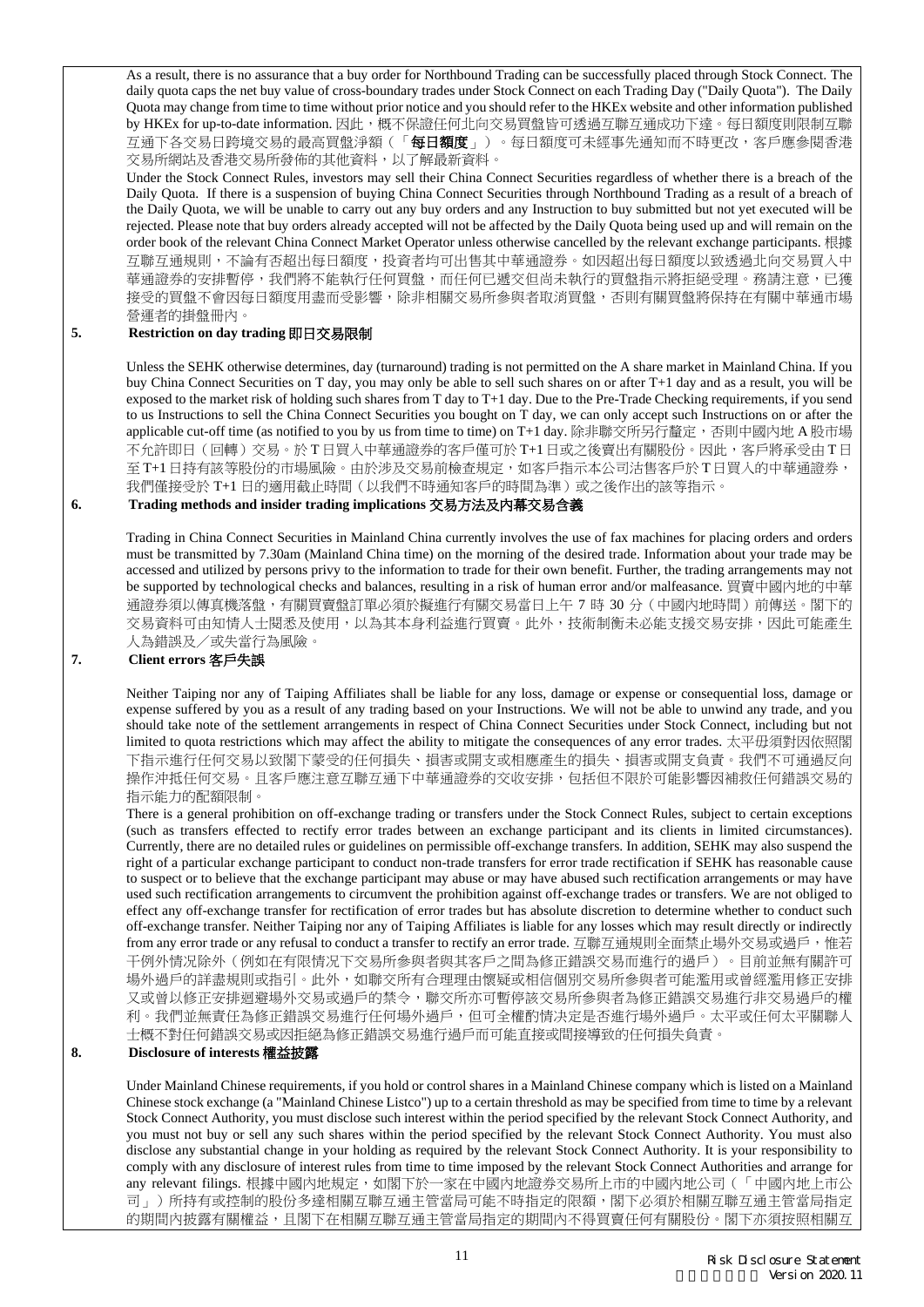As a result, there is no assurance that a buy order for Northbound Trading can be successfully placed through Stock Connect. The daily quota caps the net buy value of cross-boundary trades under Stock Connect on each Trading Day ("Daily Quota"). The Daily Quota may change from time to time without prior notice and you should refer to the HKEx website and other information published by HKEx for up-to-date information. 因此，概不保證任何北向交易買盤皆可透過互聯互通成功下達。每日額度則限制互聯互通下各交易日跨境交易的最高買盤淨額（「**每日額度**」）。每日額度可未經事先通知而不時更改，客戶應參閱香港交易所網站及香港交易所發佈的其他資料，以了解最新資料。

Under the Stock Connect Rules, investors may sell their China Connect Securities regardless of whether there is a breach of the Daily Quota. If there is a suspension of buying China Connect Securities through Northbound Trading as a result of a breach of the Daily Quota, we will be unable to carry out any buy orders and any Instruction to buy submitted but not yet executed will be rejected. Please note that buy orders already accepted will not be affected by the Daily Quota being used up and will remain on the order book of the relevant China Connect Market Operator unless otherwise cancelled by the relevant exchange participants. 根據互聯互通規則，不論有否超出每日額度，投資者均可出售其中華通證券。如因超出每日額度以致透過北向交易買入中華通證券的安排暫停，我們將不能執行任何買盤，而任何已遞交但尚未執行的買盤指示將拒絕受理。務請注意，已獲接受的買盤不會因每日額度用盡而受影響，除非相關交易所參與者取消買盤，否則有關買盤將保持在有關中華通市場營運者的掛盤冊內。

## 5. Restriction on day trading 即日交易限制

Unless the SEHK otherwise determines, day (turnaround) trading is not permitted on the A share market in Mainland China. If you buy China Connect Securities on T day, you may only be able to sell such shares on or after T+1 day and as a result, you will be exposed to the market risk of holding such shares from T day to T+1 day. Due to the Pre-Trade Checking requirements, if you send to us Instructions to sell the China Connect Securities you bought on T day, we can only accept such Instructions on or after the applicable cut-off time (as notified to you by us from time to time) on T+1 day. 除非聯交所另行釐定，否則中國內地 A 股市場不允許即日（回轉）交易。於 T 日買入中華通證券的客戶僅可於 T+1 日或之後賣出有關股份。因此，客戶將承受由 T 日至 T+1 日持有該等股份的市場風險。由於涉及交易前檢查規定，如客戶指示本公司沽售客戶於 T 日買入的中華通證券，我們僅接受於 T+1 日的適用截止時間（以我們不時通知客戶的時間為準）或之後作出的該等指示。

## 6. Trading methods and insider trading implications 交易方法及內幕交易含義

Trading in China Connect Securities in Mainland China currently involves the use of fax machines for placing orders and orders must be transmitted by 7.30am (Mainland China time) on the morning of the desired trade. Information about your trade may be accessed and utilized by persons privy to the information to trade for their own benefit. Further, the trading arrangements may not be supported by technological checks and balances, resulting in a risk of human error and/or malfeasance. 買賣中國內地的中華通證券須以傳真機落盤，有關買賣盤訂單必須於擬進行有關交易當日上午 7 時 30 分（中國內地時間）前傳送。閣下的交易資料可由知情人士閱悉及使用，以為其本身利益進行買賣。此外，技術制衡未必能支援交易安排，因此可能產生人為錯誤及／或失當行為風險。

## 7. Client errors 客戶失誤

Neither Taiping nor any of Taiping Affiliates shall be liable for any loss, damage or expense or consequential loss, damage or expense suffered by you as a result of any trading based on your Instructions. We will not be able to unwind any trade, and you should take note of the settlement arrangements in respect of China Connect Securities under Stock Connect, including but not limited to quota restrictions which may affect the ability to mitigate the consequences of any error trades. 太平毋須對因依照閣下指示進行任何交易以致閣下蒙受的任何損失、損害或開支或相應產生的損失、損害或開支負責。我們不可通過反向操作沖抵任何交易。且客戶應注意互聯互通下中華通證券的交收安排，包括但不限於可能影響因補救任何錯誤交易的指示能力的配額限制。

There is a general prohibition on off-exchange trading or transfers under the Stock Connect Rules, subject to certain exceptions (such as transfers effected to rectify error trades between an exchange participant and its clients in limited circumstances). Currently, there are no detailed rules or guidelines on permissible off-exchange transfers. In addition, SEHK may also suspend the right of a particular exchange participant to conduct non-trade transfers for error trade rectification if SEHK has reasonable cause to suspect or to believe that the exchange participant may abuse or may have abused such rectification arrangements or may have used such rectification arrangements to circumvent the prohibition against off-exchange trades or transfers. We are not obliged to effect any off-exchange transfer for rectification of error trades but has absolute discretion to determine whether to conduct such off-exchange transfer. Neither Taiping nor any of Taiping Affiliates is liable for any losses which may result directly or indirectly from any error trade or any refusal to conduct a transfer to rectify an error trade. 互聯互通規則全面禁止場外交易或過戶，惟若干例外情況除外（例如在有限情況下交易所參與者與其客戶之間為修正錯誤交易而進行的過戶）。目前並無有關許可場外過戶的詳盡規則或指引。此外，如聯交所有合理理由懷疑或相信個別交易所參與者可能濫用或曾經濫用修正安排又或曾以修正安排迴避場外交易或過戶的禁令，聯交所亦可暫停該交易所參與者為修正錯誤交易進行非交易過戶的權利。我們並無責任為修正錯誤交易進行任何場外過戶，但可全權酌情決定是否進行場外過戶。太平或任何太平關聯人士概不對任何錯誤交易或因拒絕為修正錯誤交易進行過戶而可能直接或間接導致的任何損失負責。

## 8. Disclosure of interests 權益披露

Under Mainland Chinese requirements, if you hold or control shares in a Mainland Chinese company which is listed on a Mainland Chinese stock exchange (a "Mainland Chinese Listco") up to a certain threshold as may be specified from time to time by a relevant Stock Connect Authority, you must disclose such interest within the period specified by the relevant Stock Connect Authority, and you must not buy or sell any such shares within the period specified by the relevant Stock Connect Authority. You must also disclose any substantial change in your holding as required by the relevant Stock Connect Authority. It is your responsibility to comply with any disclosure of interest rules from time to time imposed by the relevant Stock Connect Authorities and arrange for any relevant filings. 根據中國內地規定，如閣下於一家在中國內地證券交易所上市的中國內地公司（「中國內地上市公司」）所持有或控制的股份多達相關互聯互通主管當局可能不時指定的限額，閣下必須於相關互聯互通主管當局指定的期間內披露有關權益，且閣下在相關互聯互通主管當局指定的期間內不得買賣任何有關股份。閣下亦須按照相關互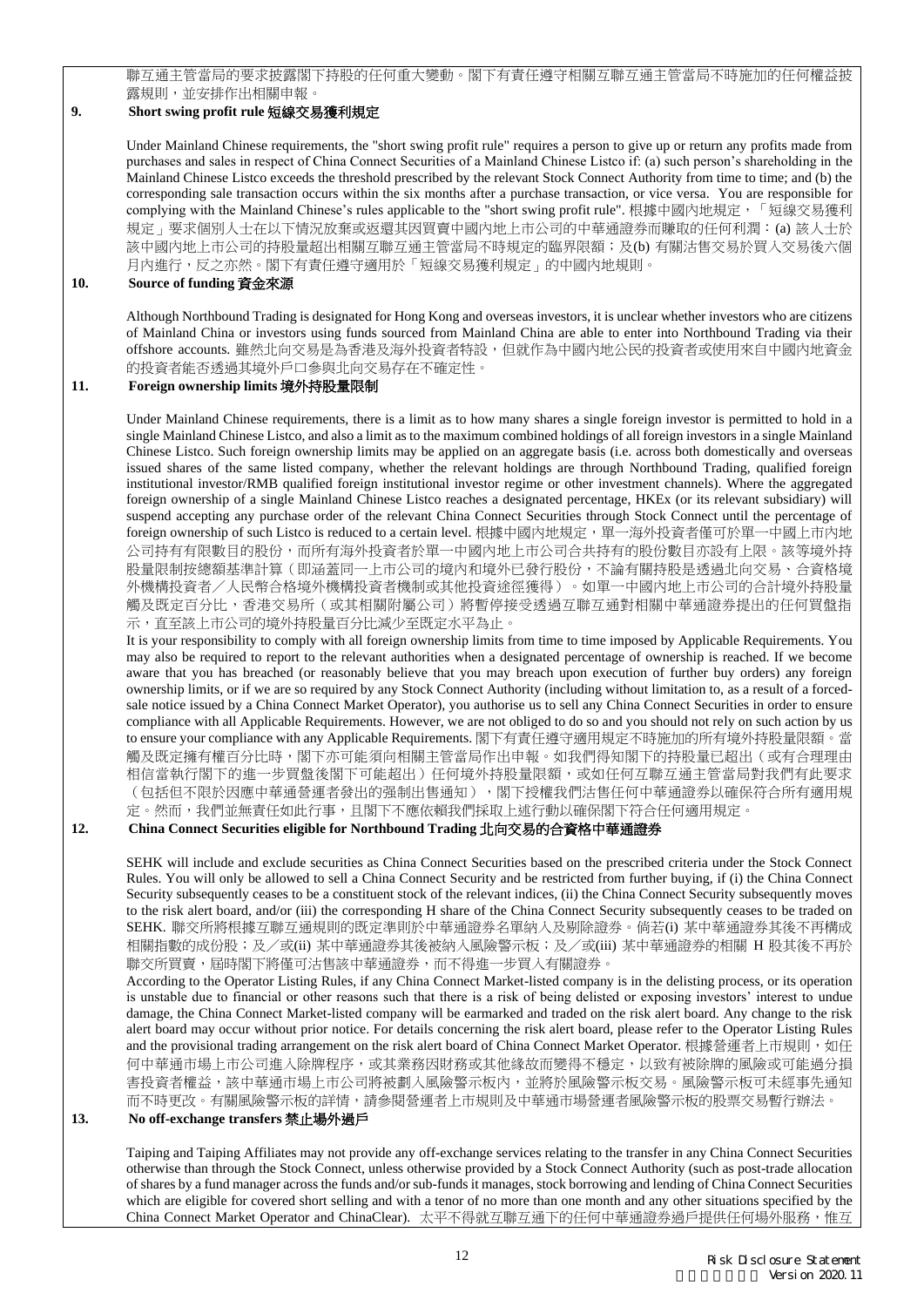聯互通主管當局的要求披露閣下持股的任何重大變動。閣下有責任遵守相關互聯互通主管當局不時施加的任何權益披露規則，並安排作出相關申報。

## 9. Short swing profit rule 短線交易獲利規定

Under Mainland Chinese requirements, the "short swing profit rule" requires a person to give up or return any profits made from purchases and sales in respect of China Connect Securities of a Mainland Chinese Listco if: (a) such person's shareholding in the Mainland Chinese Listco exceeds the threshold prescribed by the relevant Stock Connect Authority from time to time; and (b) the corresponding sale transaction occurs within the six months after a purchase transaction, or vice versa. You are responsible for complying with the Mainland Chinese's rules applicable to the "short swing profit rule". 根據中國內地規定，「短線交易獲利規定」要求個別人士在以下情況放棄或返還其因買賣中國內地上市公司的中華通證券而賺取的任何利潤：(a) 該人士於該中國內地上市公司的持股量超出相關互聯互通主管當局不時規定的臨界限額；及(b) 有關沽售交易於買入交易後六個月內進行，反之亦然。閣下有責任遵守適用於「短線交易獲利規定」的中國內地規則。

## 10. Source of funding 資金來源

Although Northbound Trading is designated for Hong Kong and overseas investors, it is unclear whether investors who are citizens of Mainland China or investors using funds sourced from Mainland China are able to enter into Northbound Trading via their offshore accounts. 雖然北向交易是為香港及海外投資者特設，但就作為中國內地公民的投資者或使用來自中國內地資金的投資者能否透過其境外戶口參與北向交易存在不確定性。

## 11. Foreign ownership limits 境外持股量限制

Under Mainland Chinese requirements, there is a limit as to how many shares a single foreign investor is permitted to hold in a single Mainland Chinese Listco, and also a limit as to the maximum combined holdings of all foreign investors in a single Mainland Chinese Listco. Such foreign ownership limits may be applied on an aggregate basis (i.e. across both domestically and overseas issued shares of the same listed company, whether the relevant holdings are through Northbound Trading, qualified foreign institutional investor/RMB qualified foreign institutional investor regime or other investment channels). Where the aggregated foreign ownership of a single Mainland Chinese Listco reaches a designated percentage, HKEx (or its relevant subsidiary) will suspend accepting any purchase order of the relevant China Connect Securities through Stock Connect until the percentage of foreign ownership of such Listco is reduced to a certain level. 根據中國內地規定，單一海外投資者僅可於單一中國上市內地公司持有有限數目的股份，而所有海外投資者於單一中國內地上市公司合共持有的股份數目亦設有上限。該等境外持股量限制按總額基準計算（即涵蓋同一上市公司的境內和境外已發行股份，不論有關持股是透過北向交易、合格境外機構投資者／人民幣合格境外機構投資者機制或其他投資途徑獲得）。如單一中國內地上市公司的合計境外持股量觸及既定百分比，香港交易所（或其相關附屬公司）將暫停接受透過互聯互通對相關中華通證券提出的任何買盤指示，直至該上市公司的境外持股量百分比減少至既定水平為止。

It is your responsibility to comply with all foreign ownership limits from time to time imposed by Applicable Requirements. You may also be required to report to the relevant authorities when a designated percentage of ownership is reached. If we become aware that you have breached (or reasonably believe that you may breach upon execution of further buy orders) any foreign ownership limits, or if we are so required by any Stock Connect Authority (including without limitation to, as a result of a forced-sale notice issued by a China Connect Market Operator), you authorise us to sell any China Connect Securities in order to ensure compliance with all Applicable Requirements. However, we are not obliged to do so and you should not rely on such action by us to ensure your compliance with any Applicable Requirements. 閣下有責任遵守適用規定不時施加的所有境外持股量限額。當觸及既定擁有權百分比時，閣下亦可能須向相關主管當局作出申報。如我們得知閣下的持股量已超出（或有合理理由相信當執行閣下的進一步買盤後閣下可能超出）任何境外持股量限額，或如任何互聯互通主管當局對我們有此要求（包括但不限於因應中華通營運者發出的強制出售通知），閣下授權我們沽售任何中華通證券以確保符合所有適用規定。然而，我們並無責任如此行事，且閣下不應依賴我們採取上述行動以確保閣下符合任何適用規定。

## 12. China Connect Securities eligible for Northbound Trading 北向交易的合資格中華通證券

SEHK will include and exclude securities as China Connect Securities based on the prescribed criteria under the Stock Connect Rules. You will only be allowed to sell a China Connect Security and be restricted from further buying, if (i) the China Connect Security subsequently ceases to be a constituent stock of the relevant indices, (ii) the China Connect Security subsequently moves to the risk alert board, and/or (iii) the corresponding H share of the China Connect Security subsequently ceases to be traded on SEHK. 聯交所將根據互聯互通規則的既定準則於中華通證券名單納入及剔除證券。倘若(i) 某中華通證券其後不再構成相關指數的成份股；及／或(ii) 某中華通證券其後被納入風險警示板；及／或(iii) 某中華通證券的相關 H 股其後不再於聯交所買賣，屆時閣下將僅可沽售該中華通證券，而不得進一步買入有關證券。

According to the Operator Listing Rules, if any China Connect Market-listed company is in the delisting process, or its operation is unstable due to financial or other reasons such that there is a risk of being delisted or exposing investors' interest to undue damage, the China Connect Market-listed company will be earmarked and traded on the risk alert board. Any change to the risk alert board may occur without prior notice. For details concerning the risk alert board, please refer to the Operator Listing Rules and the provisional trading arrangement on the risk alert board of China Connect Market Operator. 根據營運者上市規則，如任何中華通市場上市公司進入除牌程序，或其業務因財務或其他緣故而變得不穩定，以致有被除牌的風險或可能過分損害投資者權益，該中華通市場上市公司將被劃入風險警示板內，並將於風險警示板交易。風險警示板可未經事先通知而不時更改。有關風險警示板的詳情，請參閱營運者上市規則及中華通市場營運者風險警示板的股票交易暫行辦法。

## 13. No off-exchange transfers 禁止場外過戶

Taiping and Taiping Affiliates may not provide any off-exchange services relating to the transfer in any China Connect Securities otherwise than through the Stock Connect, unless otherwise provided by a Stock Connect Authority (such as post-trade allocation of shares by a fund manager across the funds and/or sub-funds it manages, stock borrowing and lending of China Connect Securities which are eligible for covered short selling and with a tenor of no more than one month and any other situations specified by the China Connect Market Operator and ChinaClear). 太平不得就互聯互通下的任何中華通證券過戶提供任何場外服務，惟互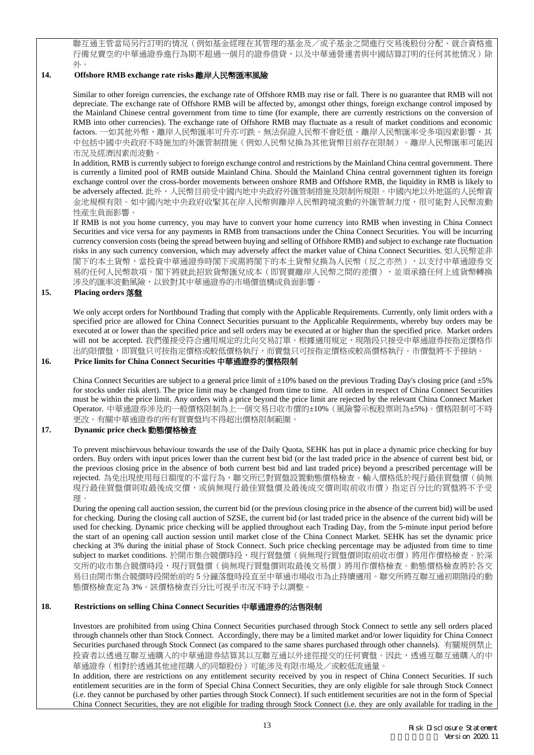聯互通主管當局另行訂明的情況（例如基金經理在其管理的基金及／或子基金之間進行交易後股份分配、就合資格進行備兌賣空的中華通證券進行為期不超過一個月的證券借貸，以及中華通營運者與中國結算訂明的任何其他情況）除外。

## 14. Offshore RMB exchange rate risks 離岸人民幣匯率風險

Similar to other foreign currencies, the exchange rate of Offshore RMB may rise or fall. There is no guarantee that RMB will not depreciate. The exchange rate of Offshore RMB will be affected by, amongst other things, foreign exchange control imposed by the Mainland Chinese central government from time to time (for example, there are currently restrictions on the conversion of RMB into other currencies). The exchange rate of Offshore RMB may fluctuate as a result of market conditions and economic factors. 一如其他外幣，離岸人民幣匯率可升亦可跌。無法保證人民幣不會貶值。離岸人民幣匯率受多項因素影響，其中包括中國中央政府不時施加的外匯管制措施（例如人民幣兌換為其他貨幣目前存在限制）。離岸人民幣匯率可能因市況及經濟因素而波動。

In addition, RMB is currently subject to foreign exchange control and restrictions by the Mainland China central government. There is currently a limited pool of RMB outside Mainland China. Should the Mainland China central government tighten its foreign exchange control over the cross-border movements between onshore RMB and Offshore RMB, the liquidity in RMB is likely to be adversely affected. 此外，人民幣目前受中國內地中央政府外匯管制措施及限制所規限。中國內地以外地區的人民幣資金池規模有限。如中國內地中央政府收緊其在岸人民幣與離岸人民幣跨境流動的外匯管制力度，很可能對人民幣流動性產生負面影響。

If RMB is not you home currency, you may have to convert your home currency into RMB when investing in China Connect Securities and vice versa for any payments in RMB from transactions under the China Connect Securities. You will be incurring currency conversion costs (being the spread between buying and selling of Offshore RMB) and subject to exchange rate fluctuation risks in any such currency conversion, which may adversely affect the market value of China Connect Securities. 如人民幣並非閣下的本土貨幣，當投資中華通證券時閣下或需將閣下的本土貨幣兌換為人民幣（反之亦然），以支付中華通證券交易的任何人民幣款項。閣下將就此招致貨幣匯兌成本（即買賣離岸人民幣之間的差價），並須承擔任何上述貨幣轉換涉及的匯率波動風險，以致對其中華通證券的市場價值構成負面影響。

## 15. Placing orders 落盤

We only accept orders for Northbound Trading that comply with the Applicable Requirements. Currently, only limit orders with a specified price are allowed for China Connect Securities pursuant to the Applicable Requirements, whereby buy orders may be executed at or lower than the specified price and sell orders may be executed at or higher than the specified price. Market orders will not be accepted. 我們僅接受符合適用規定的北向交易訂單。根據適用規定，現階段只接受中華通證券按指定價格作出的限價盤，即買盤只可按指定價格或較低價格執行，而賣盤只可按指定價格或較高價格執行。市價盤將不予接納。

## 16. Price limits for China Connect Securities 中華通證券的價格限制

China Connect Securities are subject to a general price limit of ±10% based on the previous Trading Day's closing price (and ±5% for stocks under risk alert). The price limit may be changed from time to time. All orders in respect of China Connect Securities must be within the price limit. Any orders with a price beyond the price limit are rejected by the relevant China Connect Market Operator. 中華通證券涉及的一般價格限制為上一個交易日收市價的±10%（風險警示板股票則為±5%）。價格限制可不時更改。有關中華通證券的所有買賣盤均不得超出價格限制範圍。

## 17. Dynamic price check 動態價格檢查

To prevent mischievous behaviour towards the use of the Daily Quota, SEHK has put in place a dynamic price checking for buy orders. Buy orders with input prices lower than the current best bid (or the last traded price in the absence of current best bid, or the previous closing price in the absence of both current best bid and last traded price) beyond a prescribed percentage will be rejected. 為免出現使用每日額度的不當行為，聯交所已對買盤設置動態價格檢查。輸入價格低於現行最佳買盤價（倘無現行最佳買盤價則取最後成交價，或倘無現行最佳買盤價及最後成交價則取前收市價）指定百分比的買盤將不予受理。

During the opening call auction session, the current bid (or the previous closing price in the absence of the current bid) will be used for checking. During the closing call auction of SZSE, the current bid (or last traded price in the absence of the current bid) will be used for checking. Dynamic price checking will be applied throughout each Trading Day, from the 5-minute input period before the start of an opening call auction session until market close of the China Connect Market. SEHK has set the dynamic price checking at 3% during the initial phase of Stock Connect. Such price checking percentage may be adjusted from time to time subject to market conditions. 於開市集合競價時段，現行買盤價（倘無現行買盤價則取前收市價）將用作價格檢查。於深交所的收市集合競價時段，現行買盤價（倘無現行買盤價則取最後交易價）將用作價格檢查。動態價格檢查將於各交易日由開市集合競價時段開始前的 5 分鐘落盤時段直至中華通市場收市為止持續適用。聯交所將互聯互通初期階段的動態價格檢查定為 3%。該價格檢查百分比可視乎市況不時予以調整。

## 18. Restrictions on selling China Connect Securities 中華通證券的沽售限制

Investors are prohibited from using China Connect Securities purchased through Stock Connect to settle any sell orders placed through channels other than Stock Connect. Accordingly, there may be a limited market and/or lower liquidity for China Connect Securities purchased through Stock Connect (as compared to the same shares purchased through other channels). 有關規例禁止投資者以透過互聯互通購入的中華通證券結算其以互聯互通以外途徑提交的任何賣盤。因此，透過互聯互通購入的中華通證券（相對於透過其他途徑購入的同類股份）可能涉及有限市場及／或較低流通量。

In addition, there are restrictions on any entitlement security received by you in respect of China Connect Securities. If such entitlement securities are in the form of Special China Connect Securities, they are only eligible for sale through Stock Connect (i.e. they cannot be purchased by other parties through Stock Connect). If such entitlement securities are not in the form of Special China Connect Securities, they are not eligible for trading through Stock Connect (i.e. they are only available for trading in the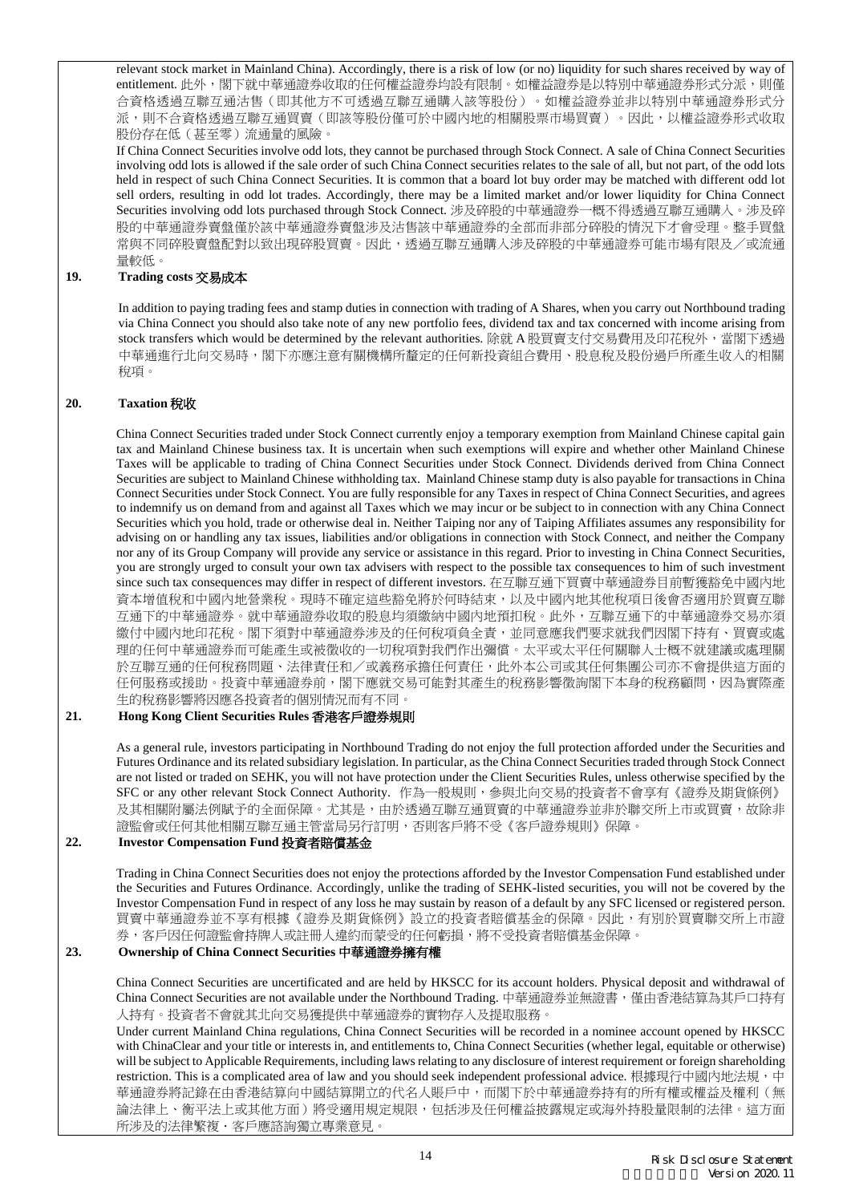relevant stock market in Mainland China). Accordingly, there is a risk of low (or no) liquidity for such shares received by way of entitlement. 此外，閣下就中華通證券收取的任何權益證券均設有限制。如權益證券是以特別中華通證券形式分派，則僅合資格透過互聯互通沽售（即其他方不可透過互聯互通購入該等股份）。如權益證券並非以特別中華通證券形式分派，則不合資格透過互聯互通買賣（即該等股份僅可於中國內地的相關股票市場買賣）。因此，以權益證券形式收取股份存在低（甚至零）流通量的風險。

If China Connect Securities involve odd lots, they cannot be purchased through Stock Connect. A sale of China Connect Securities involving odd lots is allowed if the sale order of such China Connect securities relates to the sale of all, but not part, of the odd lots held in respect of such China Connect Securities. It is common that a board lot buy order may be matched with different odd lot sell orders, resulting in odd lot trades. Accordingly, there may be a limited market and/or lower liquidity for China Connect Securities involving odd lots purchased through Stock Connect. 涉及碎股的中華通證券一概不得透過互聯互通購入。涉及碎股的中華通證券賣盤僅於該中華通證券賣盤涉及沽售該中華通證券的全部而非部分碎股的情況下才會受理。整手買盤常與不同碎股賣盤配對以致出現碎股買賣。因此，透過互聯互通購入涉及碎股的中華通證券可能市場有限及／或流通量較低。

## 19. Trading costs 交易成本

In addition to paying trading fees and stamp duties in connection with trading of A Shares, when you carry out Northbound trading via China Connect you should also take note of any new portfolio fees, dividend tax and tax concerned with income arising from stock transfers which would be determined by the relevant authorities. 除就 A 股買賣支付交易費用及印花稅外，當閣下透過中華通進行北向交易時，閣下亦應注意有關機構所釐定的任何新投資組合費用、股息稅及股份過戶所產生收入的相關稅項。

## 20. Taxation 稅收

China Connect Securities traded under Stock Connect currently enjoy a temporary exemption from Mainland Chinese capital gain tax and Mainland Chinese business tax. It is uncertain when such exemptions will expire and whether other Mainland Chinese Taxes will be applicable to trading of China Connect Securities under Stock Connect. Dividends derived from China Connect Securities are subject to Mainland Chinese withholding tax. Mainland Chinese stamp duty is also payable for transactions in China Connect Securities under Stock Connect. You are fully responsible for any Taxes in respect of China Connect Securities, and agrees to indemnify us on demand from and against all Taxes which we may incur or be subject to in connection with any China Connect Securities which you hold, trade or otherwise deal in. Neither Taiping nor any of Taiping Affiliates assumes any responsibility for advising on or handling any tax issues, liabilities and/or obligations in connection with Stock Connect, and neither the Company nor any of its Group Company will provide any service or assistance in this regard. Prior to investing in China Connect Securities, you are strongly urged to consult your own tax advisers with respect to the possible tax consequences to him of such investment since such tax consequences may differ in respect of different investors. 在互聯互通下買賣中華通證券目前暫獲豁免中國內地資本增值稅和中國內地營業稅。現時不確定這些豁免將於何時結束，以及中國內地其他稅項日後會否適用於買賣互聯互通下的中華通證券。就中華通證券收取的股息均須繳納中國內地預扣稅。此外，互聯互通下的中華通證券交易亦須繳付中國內地印花稅。閣下須對中華通證券涉及的任何稅項負全責，並同意應我們要求就我們因閣下持有、買賣或處理的任何中華通證券而可能產生或被徵收的一切稅項對我們作出彌償。太平或太平任何關聯人士概不就建議或處理關於互聯互通的任何稅務問題、法律責任和／或義務承擔任何責任，此外本公司或其任何集團公司亦不會提供這方面的任何服務或援助。投資中華通證券前，閣下應就交易可能對其產生的稅務影響徵詢閣下本身的稅務顧問，因為實際產生的稅務影響將因應各投資者的個別情況而有不同。

## 21. Hong Kong Client Securities Rules 香港客戶證券規則

As a general rule, investors participating in Northbound Trading do not enjoy the full protection afforded under the Securities and Futures Ordinance and its related subsidiary legislation. In particular, as the China Connect Securities traded through Stock Connect are not listed or traded on SEHK, you will not have protection under the Client Securities Rules, unless otherwise specified by the SFC or any other relevant Stock Connect Authority. 作為一般規則，參與北向交易的投資者不會享有《證券及期貨條例》及其相關附屬法例賦予的全面保障。尤其是，由於透過互聯互通買賣的中華通證券並非於聯交所上市或買賣，故除非證監會或任何其他相關互聯互通主管當局另行訂明，否則客戶將不受《客戶證券規則》保障。

## 22. Investor Compensation Fund 投資者賠償基金

Trading in China Connect Securities does not enjoy the protections afforded by the Investor Compensation Fund established under the Securities and Futures Ordinance. Accordingly, unlike the trading of SEHK-listed securities, you will not be covered by the Investor Compensation Fund in respect of any loss he may sustain by reason of a default by any SFC licensed or registered person. 買賣中華通證券並不享有根據《證券及期貨條例》設立的投資者賠償基金的保障。因此，有別於買賣聯交所上市證券，客戶因任何證監會持牌人或註冊人違約而蒙受的任何虧損，將不受投資者賠償基金保障。

## 23. Ownership of China Connect Securities 中華通證券擁有權

China Connect Securities are uncertificated and are held by HKSCC for its account holders. Physical deposit and withdrawal of China Connect Securities are not available under the Northbound Trading. 中華通證券並無證書，僅由香港結算為其戶口持有人持有。投資者不會就其北向交易獲提供中華通證券的實物存入及提取服務。

Under current Mainland China regulations, China Connect Securities will be recorded in a nominee account opened by HKSCC with ChinaClear and your title or interests in, and entitlements to, China Connect Securities (whether legal, equitable or otherwise) will be subject to Applicable Requirements, including laws relating to any disclosure of interest requirement or foreign shareholding restriction. This is a complicated area of law and you should seek independent professional advice. 根據現行中國內地法規，中華通證券將記錄在由香港結算向中國結算開立的代名人賬戶中，而閣下於中華通證券持有的所有權或權益及權利（無論法律上、衡平法上或其他方面）將受適用規定規限，包括涉及任何權益披露規定或海外持股量限制的法律。這方面所涉及的法律繁複，客戶應諮詢獨立專業意見。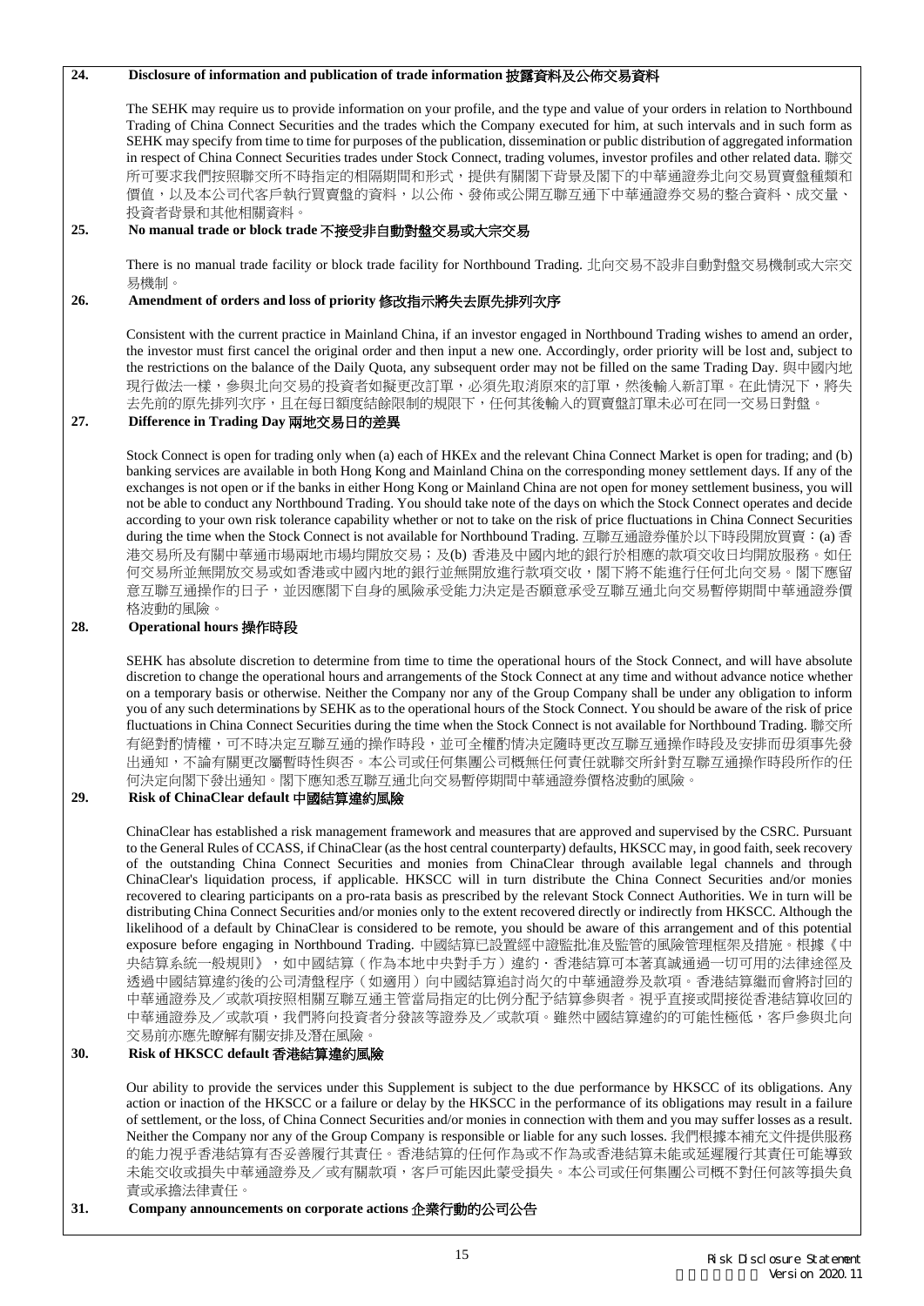## 24. Disclosure of information and publication of trade information 披露資料及公佈交易資料

The SEHK may require us to provide information on your profile, and the type and value of your orders in relation to Northbound Trading of China Connect Securities and the trades which the Company executed for him, at such intervals and in such form as SEHK may specify from time to time for purposes of the publication, dissemination or public distribution of aggregated information in respect of China Connect Securities trades under Stock Connect, trading volumes, investor profiles and other related data. 聯交所可要求我們按照聯交所不時指定的相隔期間和形式，提供有關閣下背景及閣下的中華通證券北向交易買賣盤種類和價值，以及本公司代客戶執行買賣盤的資料，以公佈、發佈或公開互聯互通下中華通證券交易的整合資料、成交量、投資者背景和其他相關資料。

## 25. No manual trade or block trade 不接受非自動對盤交易或大宗交易

There is no manual trade facility or block trade facility for Northbound Trading. 北向交易不設非自動對盤交易機制或大宗交易機制。

## 26. Amendment of orders and loss of priority 修改指示將失去原先排列次序

Consistent with the current practice in Mainland China, if an investor engaged in Northbound Trading wishes to amend an order, the investor must first cancel the original order and then input a new one. Accordingly, order priority will be lost and, subject to the restrictions on the balance of the Daily Quota, any subsequent order may not be filled on the same Trading Day. 與中國內地現行做法一樣，參與北向交易的投資者如擬更改訂單，必須先取消原來的訂單，然後輸入新訂單。在此情況下，將失去先前的原先排列次序，且在每日額度結餘限制的規限下，任何其後輸入的買賣盤訂單未必可在同一交易日對盤。

## 27. Difference in Trading Day 兩地交易日的差異

Stock Connect is open for trading only when (a) each of HKEx and the relevant China Connect Market is open for trading; and (b) banking services are available in both Hong Kong and Mainland China on the corresponding money settlement days. If any of the exchanges is not open or if the banks in either Hong Kong or Mainland China are not open for money settlement business, you will not be able to conduct any Northbound Trading. You should take note of the days on which the Stock Connect operates and decide according to your own risk tolerance capability whether or not to take on the risk of price fluctuations in China Connect Securities during the time when the Stock Connect is not available for Northbound Trading. 互聯互通證券僅於以下時段開放買賣：(a) 香港交易所及有關中華通市場兩地市場均開放交易；及(b) 香港及中國內地的銀行於相應的款項交收日均開放服務。如任何交易所並無開放交易或如香港或中國內地的銀行並無開放進行款項交收，閣下將不能進行任何北向交易。閣下應留意互聯互通操作的日子，並因應閣下自身的風險承受能力決定是否願意承受互聯互通北向交易暫停期間中華通證券價格波動的風險。

## 28. Operational hours 操作時段

SEHK has absolute discretion to determine from time to time the operational hours of the Stock Connect, and will have absolute discretion to change the operational hours and arrangements of the Stock Connect at any time and without advance notice whether on a temporary basis or otherwise. Neither the Company nor any of the Group Company shall be under any obligation to inform you of any such determinations by SEHK as to the operational hours of the Stock Connect. You should be aware of the risk of price fluctuations in China Connect Securities during the time when the Stock Connect is not available for Northbound Trading. 聯交所有絕對酌情權，可不時決定互聯互通的操作時段，並可全權酌情決定隨時更改互聯互通操作時段及安排而毋須事先發出通知，不論有關更改屬暫時性與否。本公司或任何集團公司概無任何責任就聯交所針對互聯互通操作時段所作的任何決定向閣下發出通知。閣下應知悉互聯互通北向交易暫停期間中華通證券價格波動的風險。

## 29. Risk of ChinaClear default 中國結算違約風險

ChinaClear has established a risk management framework and measures that are approved and supervised by the CSRC. Pursuant to the General Rules of CCASS, if ChinaClear (as the host central counterparty) defaults, HKSCC may, in good faith, seek recovery of the outstanding China Connect Securities and monies from ChinaClear through available legal channels and through ChinaClear's liquidation process, if applicable. HKSCC will in turn distribute the China Connect Securities and/or monies recovered to clearing participants on a pro-rata basis as prescribed by the relevant Stock Connect Authorities. We in turn will be distributing China Connect Securities and/or monies only to the extent recovered directly or indirectly from HKSCC. Although the likelihood of a default by ChinaClear is considered to be remote, you should be aware of this arrangement and of this potential exposure before engaging in Northbound Trading. 中國結算已設置經中證監批准及監管的風險管理框架及措施。根據《中央結算系統一般規則》，如中國結算（作為本地中央對手方）違約，香港結算可本著真誠通過一切可用的法律途徑及透過中國結算違約後的公司清盤程序（如適用）向中國結算追討尚欠的中華通證券及款項。香港結算繼而會將討回的中華通證券及／或款項按照相關互聯互通主管當局指定的比例分配予結算參與者。視乎直接或間接從香港結算收回的中華通證券及／或款項，我們將向投資者分發該等證券及／或款項。雖然中國結算違約的可能性極低，客戶參與北向交易前亦應先瞭解有關安排及潛在風險。

## 30. Risk of HKSCC default 香港結算違約風險

Our ability to provide the services under this Supplement is subject to the due performance by HKSCC of its obligations. Any action or inaction of the HKSCC or a failure or delay by the HKSCC in the performance of its obligations may result in a failure of settlement, or the loss, of China Connect Securities and/or monies in connection with them and you may suffer losses as a result. Neither the Company nor any of the Group Company is responsible or liable for any such losses. 我們根據本補充文件提供服務的能力視乎香港結算有否妥善履行其責任。香港結算的任何作為或不作為或香港結算未能或延遲履行其責任可能導致未能交收或損失中華通證券及／或有關款項，客戶可能因此蒙受損失。本公司或任何集團公司概不對任何該等損失負責或承擔法律責任。

## 31. Company announcements on corporate actions 企業行動的公司公告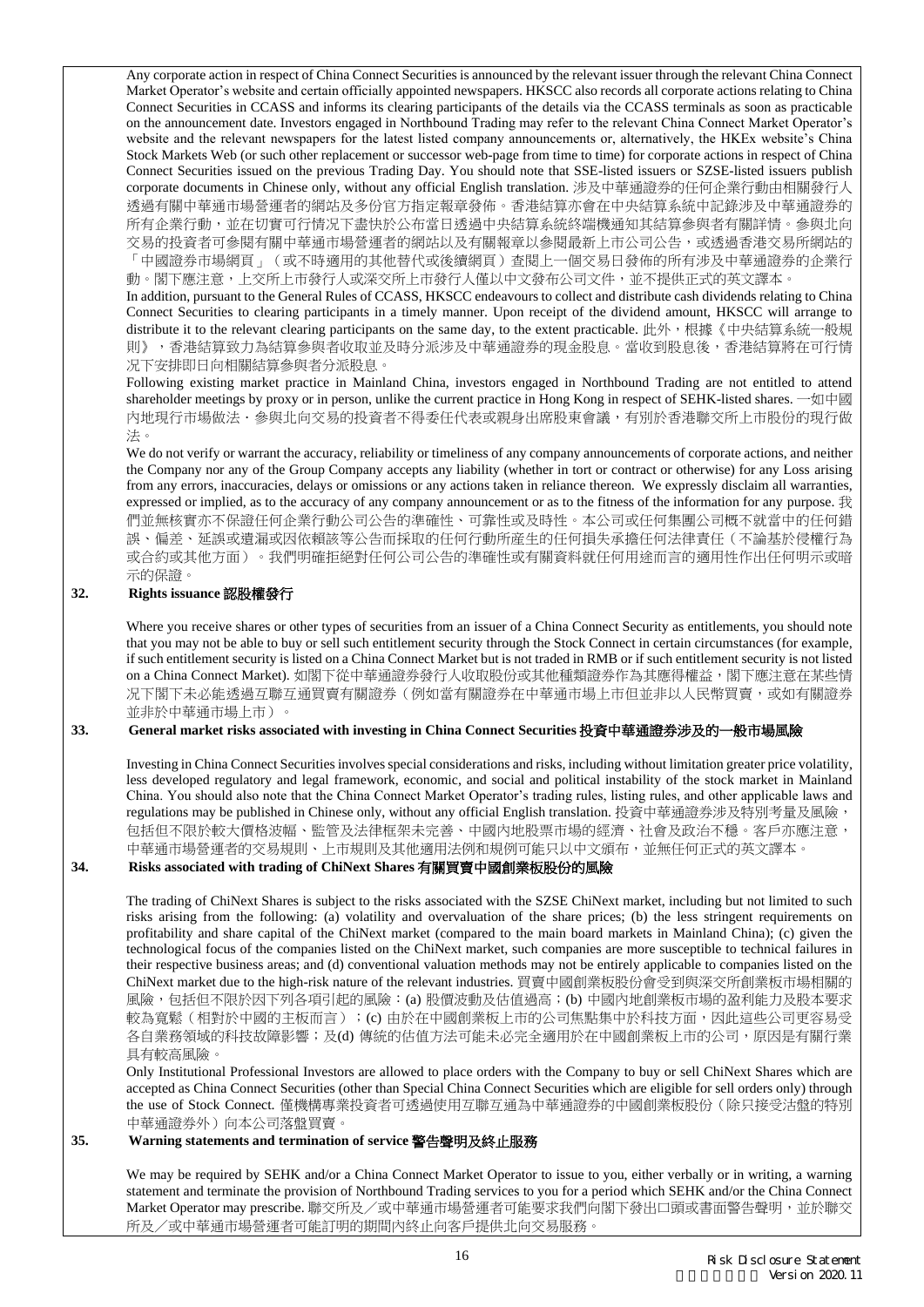Any corporate action in respect of China Connect Securities is announced by the relevant issuer through the relevant China Connect Market Operator's website and certain officially appointed newspapers. HKSCC also records all corporate actions relating to China Connect Securities in CCASS and informs its clearing participants of the details via the CCASS terminals as soon as practicable on the announcement date. Investors engaged in Northbound Trading may refer to the relevant China Connect Market Operator's website and the relevant newspapers for the latest listed company announcements or, alternatively, the HKEx website's China Stock Markets Web (or such other replacement or successor web-page from time to time) for corporate actions in respect of China Connect Securities issued on the previous Trading Day. You should note that SSE-listed issuers or SZSE-listed issuers publish corporate documents in Chinese only, without any official English translation. 涉及中華通證券的任何企業行動由相關發行人透過有關中華通市場營運者的網站及多份官方指定報章發佈。香港結算亦會在中央結算系統中記錄涉及中華通證券的所有企業行動，並在切實可行情況下盡快於公布當日透過中央結算系統終端機通知其結算參與者有關詳情。參與北向交易的投資者可參閱有關中華通市場營運者的網站以及有關報章以參閱最新上市公司公告，或透過香港交易所網站的「中國證券市場網頁」（或不時適用的其他替代或後續網頁）查閱上一個交易日發佈的所有涉及中華通證券的企業行動。閣下應注意，上交所上市發行人或深交所上市發行人僅以中文發布公司文件，並不提供正式的英文譯本。

In addition, pursuant to the General Rules of CCASS, HKSCC endeavours to collect and distribute cash dividends relating to China Connect Securities to clearing participants in a timely manner. Upon receipt of the dividend amount, HKSCC will arrange to distribute it to the relevant clearing participants on the same day, to the extent practicable. 此外，根據《中央結算系統一般規則》，香港結算致力為結算參與者收取並及時分派涉及中華通證券的現金股息。當收到股息後，香港結算將在可行情況下安排即日向相關結算參與者分派股息。

Following existing market practice in Mainland China, investors engaged in Northbound Trading are not entitled to attend shareholder meetings by proxy or in person, unlike the current practice in Hong Kong in respect of SEHK-listed shares. 一如中國內地現行市場做法，參與北向交易的投資者不得委任代表或親身出席股東會議，有別於香港聯交所上市股份的現行做法。

We do not verify or warrant the accuracy, reliability or timeliness of any company announcements of corporate actions, and neither the Company nor any of the Group Company accepts any liability (whether in tort or contract or otherwise) for any Loss arising from any errors, inaccuracies, delays or omissions or any actions taken in reliance thereon. We expressly disclaim all warranties, expressed or implied, as to the accuracy of any company announcement or as to the fitness of the information for any purpose. 我們並無核實亦不保證任何企業行動公司公告的準確性、可靠性或及時性。本公司或任何集團公司概不就當中的任何錯誤、偏差、延誤或遺漏或因依賴該等公告而採取的任何行動所產生的任何損失承擔任何法律責任（不論基於侵權行為或合約或其他方面）。我們明確拒絕對任何公司公告的準確性或有關資料就任何用途而言的適用性作出任何明示或暗示的保證。

## 32. Rights issuance 認股權發行

Where you receive shares or other types of securities from an issuer of a China Connect Security as entitlements, you should note that you may not be able to buy or sell such entitlement security through the Stock Connect in certain circumstances (for example, if such entitlement security is listed on a China Connect Market but is not traded in RMB or if such entitlement security is not listed on a China Connect Market). 如閣下從中華通證券發行人收取股份或其他種類證券作為其應得權益，閣下應注意在某些情況下閣下未必能透過互聯互通買賣有關證券（例如當有關證券在中華通市場上市但並非以人民幣買賣，或如有關證券並非於中華通市場上市）。

## 33. General market risks associated with investing in China Connect Securities 投資中華通證券涉及的一般市場風險

Investing in China Connect Securities involves special considerations and risks, including without limitation greater price volatility, less developed regulatory and legal framework, economic, and social and political instability of the stock market in Mainland China. You should also note that the China Connect Market Operator's trading rules, listing rules, and other applicable laws and regulations may be published in Chinese only, without any official English translation. 投資中華通證券涉及特別考量及風險，包括但不限於較大價格波幅、監管及法律框架未完善、中國內地股票市場的經濟、社會及政治不穩。客戶亦應注意，中華通市場營運者的交易規則、上市規則及其他適用法例和規例可能只以中文頒布，並無任何正式的英文譯本。

## 34. Risks associated with trading of ChiNext Shares 有關買賣中國創業板股份的風險

The trading of ChiNext Shares is subject to the risks associated with the SZSE ChiNext market, including but not limited to such risks arising from the following: (a) volatility and overvaluation of the share prices; (b) the less stringent requirements on profitability and share capital of the ChiNext market (compared to the main board markets in Mainland China); (c) given the technological focus of the companies listed on the ChiNext market, such companies are more susceptible to technical failures in their respective business areas; and (d) conventional valuation methods may not be entirely applicable to companies listed on the ChiNext market due to the high-risk nature of the relevant industries. 買賣中國創業板股份會受到與深交所創業板市場相關的風險，包括但不限於因下列各項引起的風險：(a) 股價波動及估值過高；(b) 中國內地創業板市場的盈利能力及股本要求較為寬鬆（相對於中國的主板而言）；(c) 由於在中國創業板上市的公司焦點集中於科技方面，因此這些公司更容易受各自業務領域的科技故障影響；及(d) 傳統的估值方法可能未必完全適用於在中國創業板上市的公司，原因是有關行業具有較高風險。

Only Institutional Professional Investors are allowed to place orders with the Company to buy or sell ChiNext Shares which are accepted as China Connect Securities (other than Special China Connect Securities which are eligible for sell orders only) through the use of Stock Connect. 僅機構專業投資者可透過使用互聯互通為中華通證券的中國創業板股份（除只接受沽盤的特別中華通證券外）向本公司落盤買賣。

## 35. Warning statements and termination of service 警告聲明及終止服務

We may be required by SEHK and/or a China Connect Market Operator to issue to you, either verbally or in writing, a warning statement and terminate the provision of Northbound Trading services to you for a period which SEHK and/or the China Connect Market Operator may prescribe. 聯交所及／或中華通市場營運者可能要求我們向閣下發出口頭或書面警告聲明，並於聯交所及／或中華通市場營運者可能訂明的期間內終止向客戶提供北向交易服務。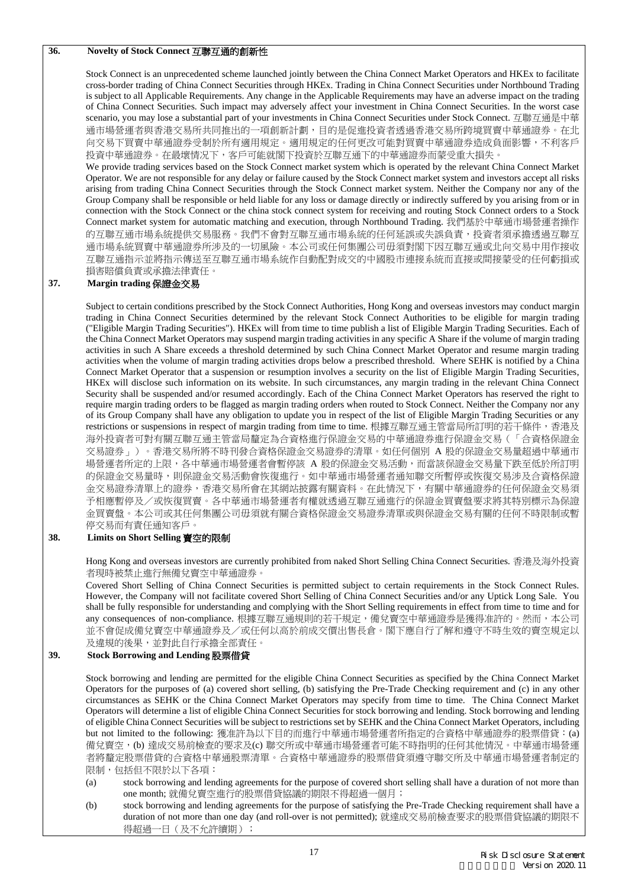## 36. Novelty of Stock Connect 互聯互通的創新性

Stock Connect is an unprecedented scheme launched jointly between the China Connect Market Operators and HKEx to facilitate cross-border trading of China Connect Securities through HKEx. Trading in China Connect Securities under Northbound Trading is subject to all Applicable Requirements. Any change in the Applicable Requirements may have an adverse impact on the trading of China Connect Securities. Such impact may adversely affect your investment in China Connect Securities. In the worst case scenario, you may lose a substantial part of your investments in China Connect Securities under Stock Connect. 互聯互通是中華通市場營運者與香港交易所共同推出的一項創新計劃，目的是促進投資者透過香港交易所跨境買賣中華通證券。在北向交易下買賣中華通證券受制於所有適用規定。適用規定的任何更改可能對買賣中華通證券造成負面影響，不利客戶投資中華通證券。在最壞情況下，客戶可能就閣下投資於互聯互通下的中華通證券而蒙受重大損失。

We provide trading services based on the Stock Connect market system which is operated by the relevant China Connect Market Operator. We are not responsible for any delay or failure caused by the Stock Connect market system and investors accept all risks arising from trading China Connect Securities through the Stock Connect market system. Neither the Company nor any of the Group Company shall be responsible or held liable for any loss or damage directly or indirectly suffered by you arising from or in connection with the Stock Connect or the china stock connect system for receiving and routing Stock Connect orders to a Stock Connect market system for automatic matching and execution, through Northbound Trading. 我們基於中華通市場營運者操作的互聯互通市場系統提供交易服務。我們不會對互聯互通市場系統的任何延誤或失誤負責，投資者須承擔透過互聯互通市場系統買賣中華通證券所涉及的一切風險。本公司或任何集團公司毋須對閣下因互聯互通或北向交易中用作接收互聯互通指示並將指示傳送至互聯互通市場系統作自動配對成交的中國股市連接系統而直接或間接蒙受的任何虧損或損害賠償負責或承擔法律責任。

## 37. Margin trading 保證金交易

Subject to certain conditions prescribed by the Stock Connect Authorities, Hong Kong and overseas investors may conduct margin trading in China Connect Securities determined by the relevant Stock Connect Authorities to be eligible for margin trading ("Eligible Margin Trading Securities"). HKEx will from time to time publish a list of Eligible Margin Trading Securities. Each of the China Connect Market Operators may suspend margin trading activities in any specific A Share if the volume of margin trading activities in such A Share exceeds a threshold determined by such China Connect Market Operator and resume margin trading activities when the volume of margin trading activities drops below a prescribed threshold. Where SEHK is notified by a China Connect Market Operator that a suspension or resumption involves a security on the list of Eligible Margin Trading Securities, HKEx will disclose such information on its website. In such circumstances, any margin trading in the relevant China Connect Security shall be suspended and/or resumed accordingly. Each of the China Connect Market Operators has reserved the right to require margin trading orders to be flagged as margin trading orders when routed to Stock Connect. Neither the Company nor any of its Group Company shall have any obligation to update you in respect of the list of Eligible Margin Trading Securities or any restrictions or suspensions in respect of margin trading from time to time. 根據互聯互通主管當局所訂明的若干條件，香港及海外投資者可對有關互聯互通主管當局釐定為合資格進行保證金交易的中華通證券進行保證金交易（「合資格保證金交易證券」）。香港交易所將不時刊發合資格保證金交易證券的清單。如任何個別 A 股的保證金交易量超過中華通市場營運者所定的上限，各中華通市場營運者會暫停該 A 股的保證金交易活動，而當該保證金交易量下跌至低於所訂明的保證金交易量時，則保證金交易活動會恢復進行。如中華通市場營運者通知聯交所暫停或恢復交易涉及合資格保證金交易證券清單上的證券，香港交易所會在其網站披露有關資料。在此情況下，有關中華通證券的任何保證金交易須予相應暫停及／或恢復買賣。各中華通市場營運者有權就透過互聯互通進行的保證金買賣盤要求將其特別標示為保證金買賣盤。本公司或其任何集團公司毋須就有關合資格保證金交易證券清單或與保證金交易有關的任何不時限制或暫停交易而有責任通知客戶。

## 38. Limits on Short Selling 賣空的限制

Hong Kong and overseas investors are currently prohibited from naked Short Selling China Connect Securities. 香港及海外投資者現時被禁止進行無備兌賣空中華通證券。

Covered Short Selling of China Connect Securities is permitted subject to certain requirements in the Stock Connect Rules. However, the Company will not facilitate covered Short Selling of China Connect Securities and/or any Uptick Long Sale. You shall be fully responsible for understanding and complying with the Short Selling requirements in effect from time to time and for any consequences of non-compliance. 根據互聯互通規則的若干規定，備兌賣空中華通證券是獲得准許的。然而，本公司並不會促成備兌賣空中華通證券及／或任何以高於前成交價出售長倉。閣下應自行了解和遵守不時生效的賣空規定以及違規的後果，並對此自行承擔全部責任。

## 39. Stock Borrowing and Lending 股票借貸

Stock borrowing and lending are permitted for the eligible China Connect Securities as specified by the China Connect Market Operators for the purposes of (a) covered short selling, (b) satisfying the Pre-Trade Checking requirement and (c) in any other circumstances as SEHK or the China Connect Market Operators may specify from time to time. The China Connect Market Operators will determine a list of eligible China Connect Securities for stock borrowing and lending. Stock borrowing and lending of eligible China Connect Securities will be subject to restrictions set by SEHK and the China Connect Market Operators, including but not limited to the following: 獲准許為以下目的而進行中華通市場營運者所指定的合資格中華通證券的股票借貸：(a) 備兌賣空，(b) 達成交易前檢查的要求及(c) 聯交所或中華通市場營運者可能不時指明的任何其他情況。中華通市場營運者將釐定股票借貸的合資格中華通股票清單。合資格中華通證券的股票借貸須遵守聯交所及中華通市場營運者制定的限制，包括但不限於以下各項：

(a) stock borrowing and lending agreements for the purpose of covered short selling shall have a duration of not more than one month; 就備兌賣空進行的股票借貸協議的期限不得超過一個月；

(b) stock borrowing and lending agreements for the purpose of satisfying the Pre-Trade Checking requirement shall have a duration of not more than one day (and roll-over is not permitted); 就達成交易前檢查要求的股票借貸協議的期限不得超過一日（及不允許續期）；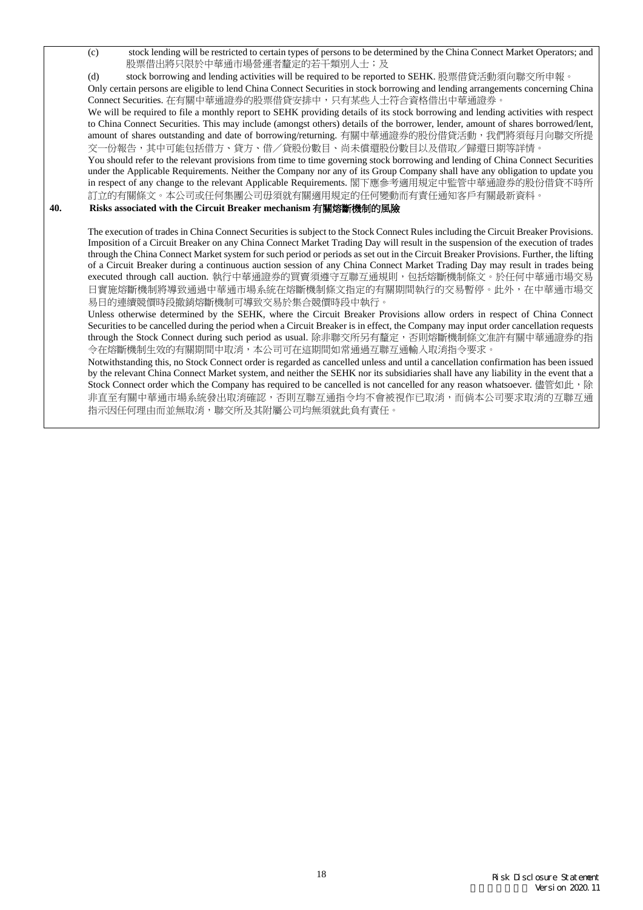(c) stock lending will be restricted to certain types of persons to be determined by the China Connect Market Operators; and 股票借出將只限於中華通市場營運者釐定的若干類別人士；及

(d) stock borrowing and lending activities will be required to be reported to SEHK. 股票借貸活動須向聯交所申報。

Only certain persons are eligible to lend China Connect Securities in stock borrowing and lending arrangements concerning China Connect Securities. 在有關中華通證券的股票借貸安排中，只有某些人士符合資格借出中華通證券。

We will be required to file a monthly report to SEHK providing details of its stock borrowing and lending activities with respect to China Connect Securities. This may include (amongst others) details of the borrower, lender, amount of shares borrowed/lent, amount of shares outstanding and date of borrowing/returning. 有關中華通證券的股份借貸活動，我們將須每月向聯交所提交一份報告，其中可能包括借方、貸方、借／貸股份數目、尚未償還股份數目以及借取／歸還日期等詳情。

You should refer to the relevant provisions from time to time governing stock borrowing and lending of China Connect Securities under the Applicable Requirements. Neither the Company nor any of its Group Company shall have any obligation to update you in respect of any change to the relevant Applicable Requirements. 閣下應參考適用規定中監管中華通證券的股份借貸不時所訂立的有關條文。本公司或任何集團公司毋須就有關適用規定的任何變動而有責任通知客戶有關最新資料。

**40. Risks associated with the Circuit Breaker mechanism 有關熔斷機制的風險**

The execution of trades in China Connect Securities is subject to the Stock Connect Rules including the Circuit Breaker Provisions. Imposition of a Circuit Breaker on any China Connect Market Trading Day will result in the suspension of the execution of trades through the China Connect Market system for such period or periods as set out in the Circuit Breaker Provisions. Further, the lifting of a Circuit Breaker during a continuous auction session of any China Connect Market Trading Day may result in trades being executed through call auction. 執行中華通證券的買賣須遵守互聯互通規則，包括熔斷機制條文。於任何中華通市場交易日實施熔斷機制將導致通過中華通市場系統在熔斷機制條文指定的有關期間執行的交易暫停。此外，在中華通市場交易日的連續競價時段撤銷熔斷機制可導致交易於集合競價時段中執行。

Unless otherwise determined by the SEHK, where the Circuit Breaker Provisions allow orders in respect of China Connect Securities to be cancelled during the period when a Circuit Breaker is in effect, the Company may input order cancellation requests through the Stock Connect during such period as usual. 除非聯交所另有釐定，否則熔斷機制條文准許有關中華通證券的指令在熔斷機制生效的有關期間中取消，本公司可在這期間如常通過互聯互通輸入取消指令要求。

Notwithstanding this, no Stock Connect order is regarded as cancelled unless and until a cancellation confirmation has been issued by the relevant China Connect Market system, and neither the SEHK nor its subsidiaries shall have any liability in the event that a Stock Connect order which the Company has required to be cancelled is not cancelled for any reason whatsoever. 儘管如此，除非直至有關中華通市場系統發出取消確認，否則互聯互通指令均不會被視作已取消，而倘本公司要求取消的互聯互通指示因任何理由而並無取消，聯交所及其附屬公司均無須就此負有責任。